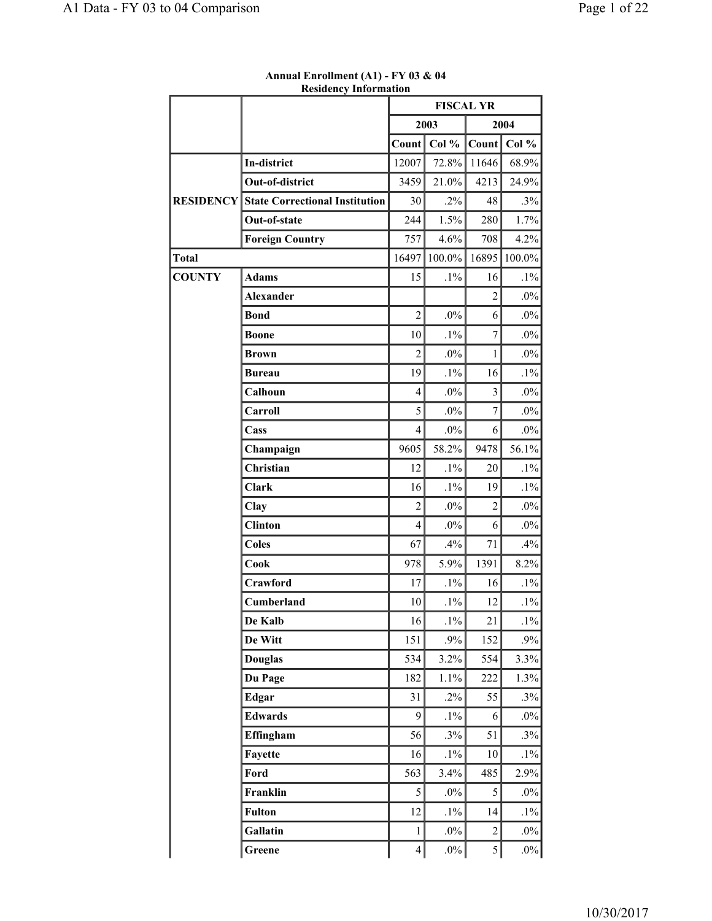**Annual Enrollment (A1) - FY 03 & 04**
**Residency Information**

| | | FISCAL YR | | | |
|---|---|---|---|---|---|
| | | 2003 | | 2004 | |
| | | Count | Col % | Count | Col % |
| RESIDENCY | In-district | 12007 | 72.8% | 11646 | 68.9% |
| | Out-of-district | 3459 | 21.0% | 4213 | 24.9% |
| | State Correctional Institution | 30 | .2% | 48 | .3% |
| | Out-of-state | 244 | 1.5% | 280 | 1.7% |
| | Foreign Country | 757 | 4.6% | 708 | 4.2% |
| Total | | 16497 | 100.0% | 16895 | 100.0% |
| COUNTY | Adams | 15 | .1% | 16 | .1% |
| | Alexander | | | 2 | .0% |
| | Bond | 2 | .0% | 6 | .0% |
| | Boone | 10 | .1% | 7 | .0% |
| | Brown | 2 | .0% | 1 | .0% |
| | Bureau | 19 | .1% | 16 | .1% |
| | Calhoun | 4 | .0% | 3 | .0% |
| | Carroll | 5 | .0% | 7 | .0% |
| | Cass | 4 | .0% | 6 | .0% |
| | Champaign | 9605 | 58.2% | 9478 | 56.1% |
| | Christian | 12 | .1% | 20 | .1% |
| | Clark | 16 | .1% | 19 | .1% |
| | Clay | 2 | .0% | 2 | .0% |
| | Clinton | 4 | .0% | 6 | .0% |
| | Coles | 67 | .4% | 71 | .4% |
| | Cook | 978 | 5.9% | 1391 | 8.2% |
| | Crawford | 17 | .1% | 16 | .1% |
| | Cumberland | 10 | .1% | 12 | .1% |
| | De Kalb | 16 | .1% | 21 | .1% |
| | De Witt | 151 | .9% | 152 | .9% |
| | Douglas | 534 | 3.2% | 554 | 3.3% |
| | Du Page | 182 | 1.1% | 222 | 1.3% |
| | Edgar | 31 | .2% | 55 | .3% |
| | Edwards | 9 | .1% | 6 | .0% |
| | Effingham | 56 | .3% | 51 | .3% |
| | Fayette | 16 | .1% | 10 | .1% |
| | Ford | 563 | 3.4% | 485 | 2.9% |
| | Franklin | 5 | .0% | 5 | .0% |
| | Fulton | 12 | .1% | 14 | .1% |
| | Gallatin | 1 | .0% | 2 | .0% |
| | Greene | 4 | .0% | 5 | .0% |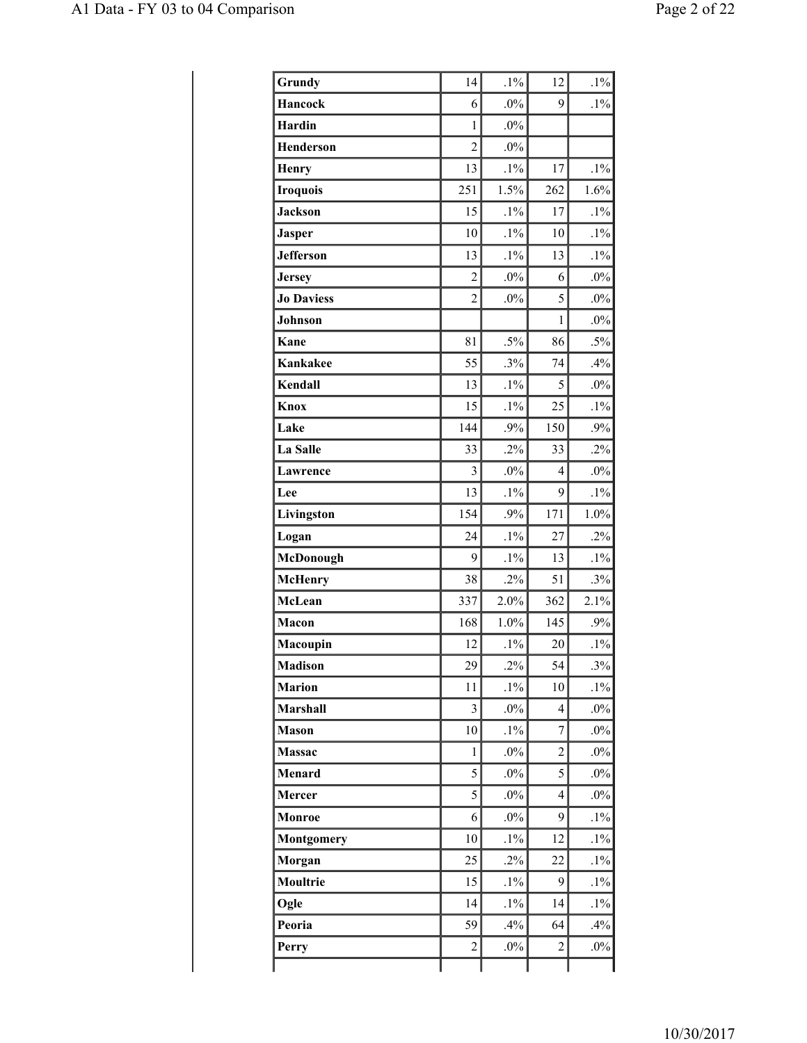| | | | | |
|---|---|---|---|---|
| **Grundy** | 14 | .1% | 12 | .1% |
| **Hancock** | 6 | .0% | 9 | .1% |
| **Hardin** | 1 | .0% | | |
| **Henderson** | 2 | .0% | | |
| **Henry** | 13 | .1% | 17 | .1% |
| **Iroquois** | 251 | 1.5% | 262 | 1.6% |
| **Jackson** | 15 | .1% | 17 | .1% |
| **Jasper** | 10 | .1% | 10 | .1% |
| **Jefferson** | 13 | .1% | 13 | .1% |
| **Jersey** | 2 | .0% | 6 | .0% |
| **Jo Daviess** | 2 | .0% | 5 | .0% |
| **Johnson** | | | 1 | .0% |
| **Kane** | 81 | .5% | 86 | .5% |
| **Kankakee** | 55 | .3% | 74 | .4% |
| **Kendall** | 13 | .1% | 5 | .0% |
| **Knox** | 15 | .1% | 25 | .1% |
| **Lake** | 144 | .9% | 150 | .9% |
| **La Salle** | 33 | .2% | 33 | .2% |
| **Lawrence** | 3 | .0% | 4 | .0% |
| **Lee** | 13 | .1% | 9 | .1% |
| **Livingston** | 154 | .9% | 171 | 1.0% |
| **Logan** | 24 | .1% | 27 | .2% |
| **McDonough** | 9 | .1% | 13 | .1% |
| **McHenry** | 38 | .2% | 51 | .3% |
| **McLean** | 337 | 2.0% | 362 | 2.1% |
| **Macon** | 168 | 1.0% | 145 | .9% |
| **Macoupin** | 12 | .1% | 20 | .1% |
| **Madison** | 29 | .2% | 54 | .3% |
| **Marion** | 11 | .1% | 10 | .1% |
| **Marshall** | 3 | .0% | 4 | .0% |
| **Mason** | 10 | .1% | 7 | .0% |
| **Massac** | 1 | .0% | 2 | .0% |
| **Menard** | 5 | .0% | 5 | .0% |
| **Mercer** | 5 | .0% | 4 | .0% |
| **Monroe** | 6 | .0% | 9 | .1% |
| **Montgomery** | 10 | .1% | 12 | .1% |
| **Morgan** | 25 | .2% | 22 | .1% |
| **Moultrie** | 15 | .1% | 9 | .1% |
| **Ogle** | 14 | .1% | 14 | .1% |
| **Peoria** | 59 | .4% | 64 | .4% |
| **Perry** | 2 | .0% | 2 | .0% |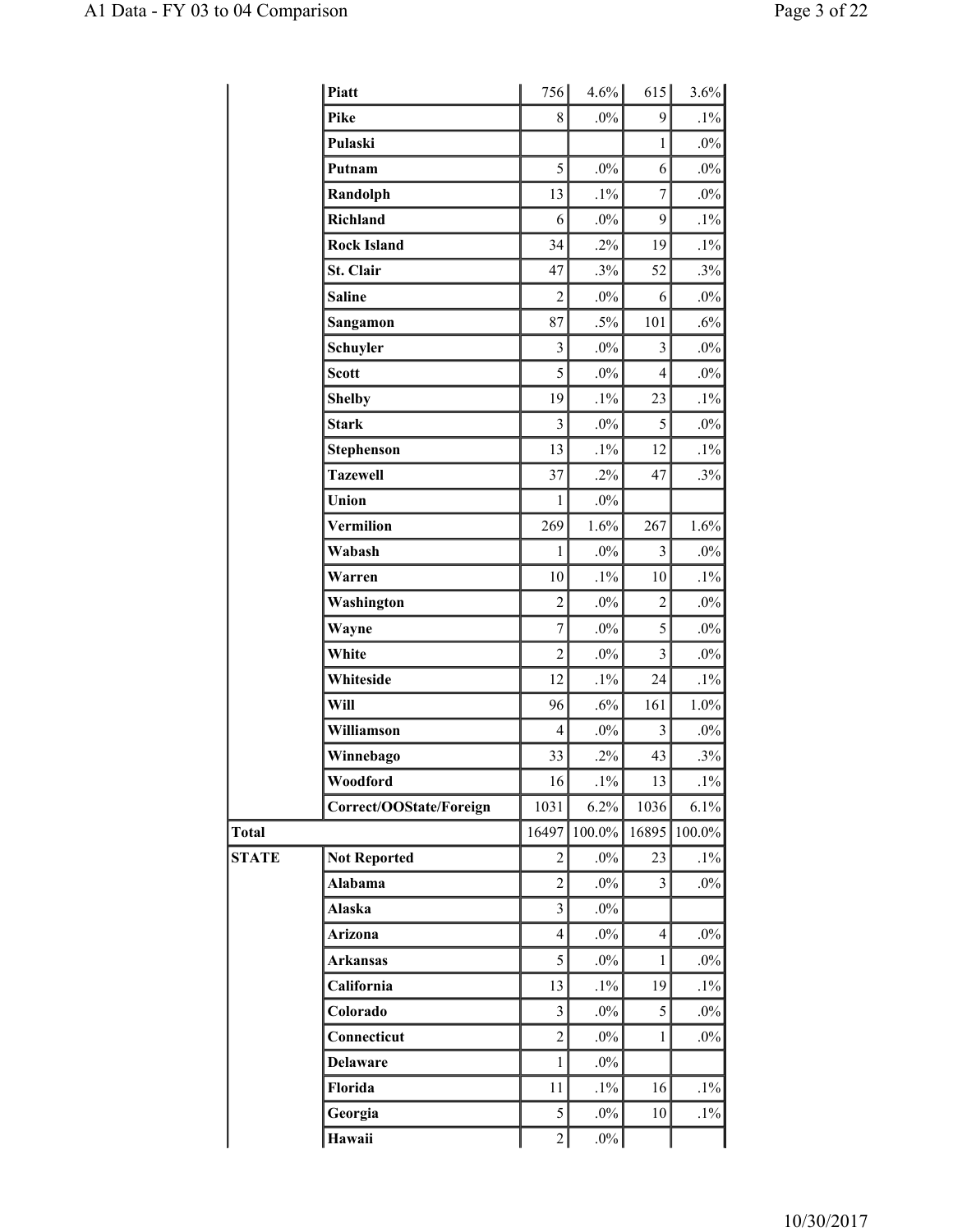| | | | | | |
|---|---|---|---|---|---|
| | Piatt | 756 | 4.6% | 615 | 3.6% |
| | Pike | 8 | .0% | 9 | .1% |
| | Pulaski | | | 1 | .0% |
| | Putnam | 5 | .0% | 6 | .0% |
| | Randolph | 13 | .1% | 7 | .0% |
| | Richland | 6 | .0% | 9 | .1% |
| | Rock Island | 34 | .2% | 19 | .1% |
| | St. Clair | 47 | .3% | 52 | .3% |
| | Saline | 2 | .0% | 6 | .0% |
| | Sangamon | 87 | .5% | 101 | .6% |
| | Schuyler | 3 | .0% | 3 | .0% |
| | Scott | 5 | .0% | 4 | .0% |
| | Shelby | 19 | .1% | 23 | .1% |
| | Stark | 3 | .0% | 5 | .0% |
| | Stephenson | 13 | .1% | 12 | .1% |
| | Tazewell | 37 | .2% | 47 | .3% |
| | Union | 1 | .0% | | |
| | Vermilion | 269 | 1.6% | 267 | 1.6% |
| | Wabash | 1 | .0% | 3 | .0% |
| | Warren | 10 | .1% | 10 | .1% |
| | Washington | 2 | .0% | 2 | .0% |
| | Wayne | 7 | .0% | 5 | .0% |
| | White | 2 | .0% | 3 | .0% |
| | Whiteside | 12 | .1% | 24 | .1% |
| | Will | 96 | .6% | 161 | 1.0% |
| | Williamson | 4 | .0% | 3 | .0% |
| | Winnebago | 33 | .2% | 43 | .3% |
| | Woodford | 16 | .1% | 13 | .1% |
| | Correct/OOState/Foreign | 1031 | 6.2% | 1036 | 6.1% |
| Total | | 16497 | 100.0% | 16895 | 100.0% |
| STATE | Not Reported | 2 | .0% | 23 | .1% |
| | Alabama | 2 | .0% | 3 | .0% |
| | Alaska | 3 | .0% | | |
| | Arizona | 4 | .0% | 4 | .0% |
| | Arkansas | 5 | .0% | 1 | .0% |
| | California | 13 | .1% | 19 | .1% |
| | Colorado | 3 | .0% | 5 | .0% |
| | Connecticut | 2 | .0% | 1 | .0% |
| | Delaware | 1 | .0% | | |
| | Florida | 11 | .1% | 16 | .1% |
| | Georgia | 5 | .0% | 10 | .1% |
| | Hawaii | 2 | .0% | | |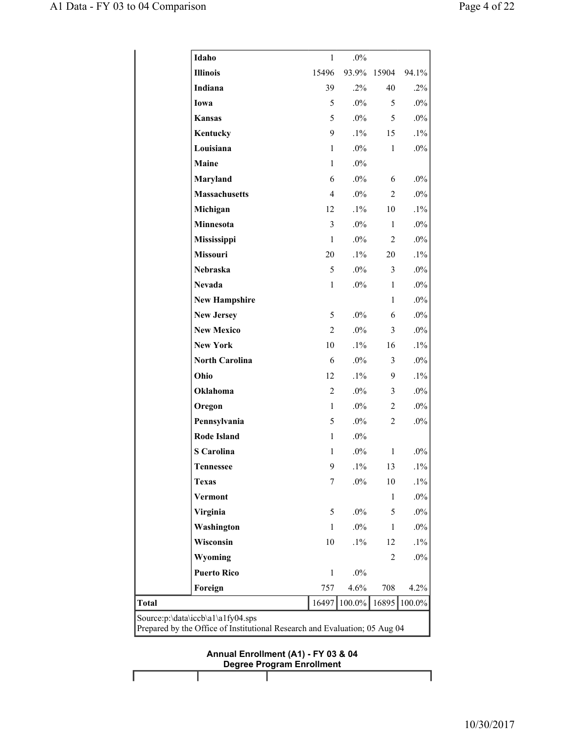| | | | | | |
|---|---|---|---|---|---|
| | Idaho | 1 | .0% | | |
| | Illinois | 15496 | 93.9% | 15904 | 94.1% |
| | Indiana | 39 | .2% | 40 | .2% |
| | Iowa | 5 | .0% | 5 | .0% |
| | Kansas | 5 | .0% | 5 | .0% |
| | Kentucky | 9 | .1% | 15 | .1% |
| | Louisiana | 1 | .0% | 1 | .0% |
| | Maine | 1 | .0% | | |
| | Maryland | 6 | .0% | 6 | .0% |
| | Massachusetts | 4 | .0% | 2 | .0% |
| | Michigan | 12 | .1% | 10 | .1% |
| | Minnesota | 3 | .0% | 1 | .0% |
| | Mississippi | 1 | .0% | 2 | .0% |
| | Missouri | 20 | .1% | 20 | .1% |
| | Nebraska | 5 | .0% | 3 | .0% |
| | Nevada | 1 | .0% | 1 | .0% |
| | New Hampshire | | | 1 | .0% |
| | New Jersey | 5 | .0% | 6 | .0% |
| | New Mexico | 2 | .0% | 3 | .0% |
| | New York | 10 | .1% | 16 | .1% |
| | North Carolina | 6 | .0% | 3 | .0% |
| | Ohio | 12 | .1% | 9 | .1% |
| | Oklahoma | 2 | .0% | 3 | .0% |
| | Oregon | 1 | .0% | 2 | .0% |
| | Pennsylvania | 5 | .0% | 2 | .0% |
| | Rode Island | 1 | .0% | | |
| | S Carolina | 1 | .0% | 1 | .0% |
| | Tennessee | 9 | .1% | 13 | .1% |
| | Texas | 7 | .0% | 10 | .1% |
| | Vermont | | | 1 | .0% |
| | Virginia | 5 | .0% | 5 | .0% |
| | Washington | 1 | .0% | 1 | .0% |
| | Wisconsin | 10 | .1% | 12 | .1% |
| | Wyoming | | | 2 | .0% |
| | Puerto Rico | 1 | .0% | | |
| | Foreign | 757 | 4.6% | 708 | 4.2% |
| **Total** | | 16497 | 100.0% | 16895 | 100.0% |

Source:p:\data\iccb\a1\a1fy04.sps
Prepared by the Office of Institutional Research and Evaluation; 05 Aug 04

**Annual Enrollment (A1) - FY 03 & 04**
**Degree Program Enrollment**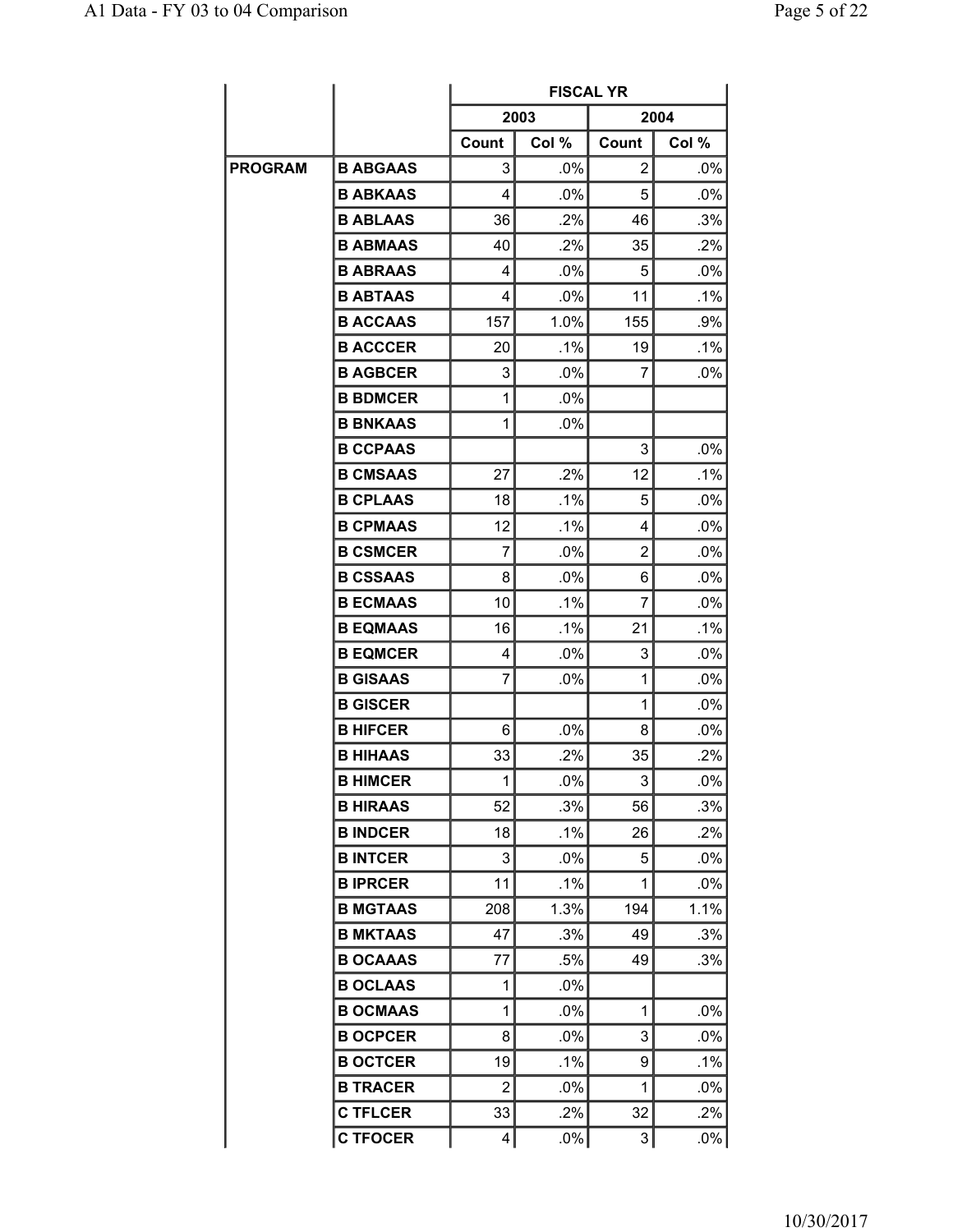| | | FISCAL YR | | | |
|---|---|---|---|---|---|
| | | 2003 | | 2004 | |
| | | Count | Col % | Count | Col % |
| **PROGRAM** | **B ABGAAS** | 3 | .0% | 2 | .0% |
| | **B ABKAAS** | 4 | .0% | 5 | .0% |
| | **B ABLAAS** | 36 | .2% | 46 | .3% |
| | **B ABMAAS** | 40 | .2% | 35 | .2% |
| | **B ABRAAS** | 4 | .0% | 5 | .0% |
| | **B ABTAAS** | 4 | .0% | 11 | .1% |
| | **B ACCAAS** | 157 | 1.0% | 155 | .9% |
| | **B ACCCER** | 20 | .1% | 19 | .1% |
| | **B AGBCER** | 3 | .0% | 7 | .0% |
| | **B BDMCER** | 1 | .0% | | |
| | **B BNKAAS** | 1 | .0% | | |
| | **B CCPAAS** | | | 3 | .0% |
| | **B CMSAAS** | 27 | .2% | 12 | .1% |
| | **B CPLAAS** | 18 | .1% | 5 | .0% |
| | **B CPMAAS** | 12 | .1% | 4 | .0% |
| | **B CSMCER** | 7 | .0% | 2 | .0% |
| | **B CSSAAS** | 8 | .0% | 6 | .0% |
| | **B ECMAAS** | 10 | .1% | 7 | .0% |
| | **B EQMAAS** | 16 | .1% | 21 | .1% |
| | **B EQMCER** | 4 | .0% | 3 | .0% |
| | **B GISAAS** | 7 | .0% | 1 | .0% |
| | **B GISCER** | | | 1 | .0% |
| | **B HIFCER** | 6 | .0% | 8 | .0% |
| | **B HIHAAS** | 33 | .2% | 35 | .2% |
| | **B HIMCER** | 1 | .0% | 3 | .0% |
| | **B HIRAAS** | 52 | .3% | 56 | .3% |
| | **B INDCER** | 18 | .1% | 26 | .2% |
| | **B INTCER** | 3 | .0% | 5 | .0% |
| | **B IPRCER** | 11 | .1% | 1 | .0% |
| | **B MGTAAS** | 208 | 1.3% | 194 | 1.1% |
| | **B MKTAAS** | 47 | .3% | 49 | .3% |
| | **B OCAAAS** | 77 | .5% | 49 | .3% |
| | **B OCLAAS** | 1 | .0% | | |
| | **B OCMAAS** | 1 | .0% | 1 | .0% |
| | **B OCPCER** | 8 | .0% | 3 | .0% |
| | **B OCTCER** | 19 | .1% | 9 | .1% |
| | **B TRACER** | 2 | .0% | 1 | .0% |
| | **C TFLCER** | 33 | .2% | 32 | .2% |
| | **C TFOCER** | 4 | .0% | 3 | .0% |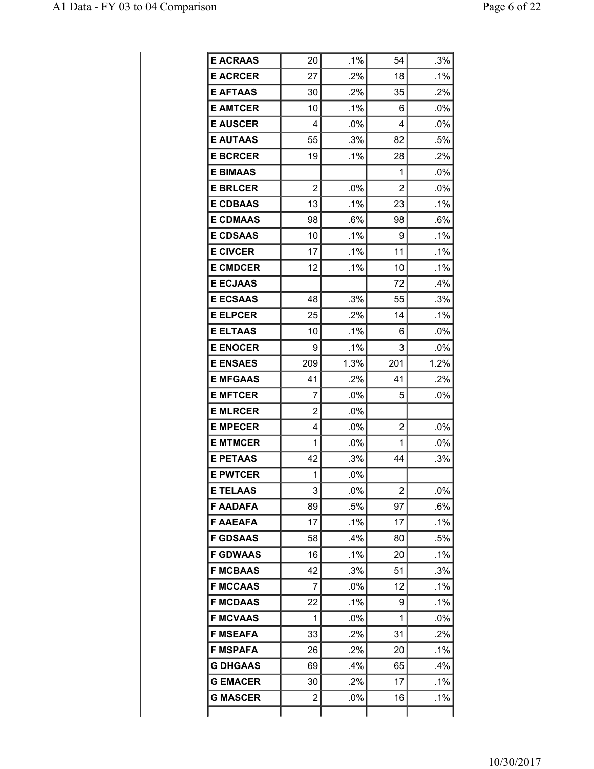| | | | | |
|---|---|---|---|---|
| **E ACRAAS** | 20 | .1% | 54 | .3% |
| **E ACRCER** | 27 | .2% | 18 | .1% |
| **E AFTAAS** | 30 | .2% | 35 | .2% |
| **E AMTCER** | 10 | .1% | 6 | .0% |
| **E AUSCER** | 4 | .0% | 4 | .0% |
| **E AUTAAS** | 55 | .3% | 82 | .5% |
| **E BCRCER** | 19 | .1% | 28 | .2% |
| **E BIMAAS** | | | 1 | .0% |
| **E BRLCER** | 2 | .0% | 2 | .0% |
| **E CDBAAS** | 13 | .1% | 23 | .1% |
| **E CDMAAS** | 98 | .6% | 98 | .6% |
| **E CDSAAS** | 10 | .1% | 9 | .1% |
| **E CIVCER** | 17 | .1% | 11 | .1% |
| **E CMDCER** | 12 | .1% | 10 | .1% |
| **E ECJAAS** | | | 72 | .4% |
| **E ECSAAS** | 48 | .3% | 55 | .3% |
| **E ELPCER** | 25 | .2% | 14 | .1% |
| **E ELTAAS** | 10 | .1% | 6 | .0% |
| **E ENOCER** | 9 | .1% | 3 | .0% |
| **E ENSAES** | 209 | 1.3% | 201 | 1.2% |
| **E MFGAAS** | 41 | .2% | 41 | .2% |
| **E MFTCER** | 7 | .0% | 5 | .0% |
| **E MLRCER** | 2 | .0% | | |
| **E MPECER** | 4 | .0% | 2 | .0% |
| **E MTMCER** | 1 | .0% | 1 | .0% |
| **E PETAAS** | 42 | .3% | 44 | .3% |
| **E PWTCER** | 1 | .0% | | |
| **E TELAAS** | 3 | .0% | 2 | .0% |
| **F AADAFA** | 89 | .5% | 97 | .6% |
| **F AAEAFA** | 17 | .1% | 17 | .1% |
| **F GDSAAS** | 58 | .4% | 80 | .5% |
| **F GDWAAS** | 16 | .1% | 20 | .1% |
| **F MCBAAS** | 42 | .3% | 51 | .3% |
| **F MCCAAS** | 7 | .0% | 12 | .1% |
| **F MCDAAS** | 22 | .1% | 9 | .1% |
| **F MCVAAS** | 1 | .0% | 1 | .0% |
| **F MSEAFA** | 33 | .2% | 31 | .2% |
| **F MSPAFA** | 26 | .2% | 20 | .1% |
| **G DHGAAS** | 69 | .4% | 65 | .4% |
| **G EMACER** | 30 | .2% | 17 | .1% |
| **G MASCER** | 2 | .0% | 16 | .1% |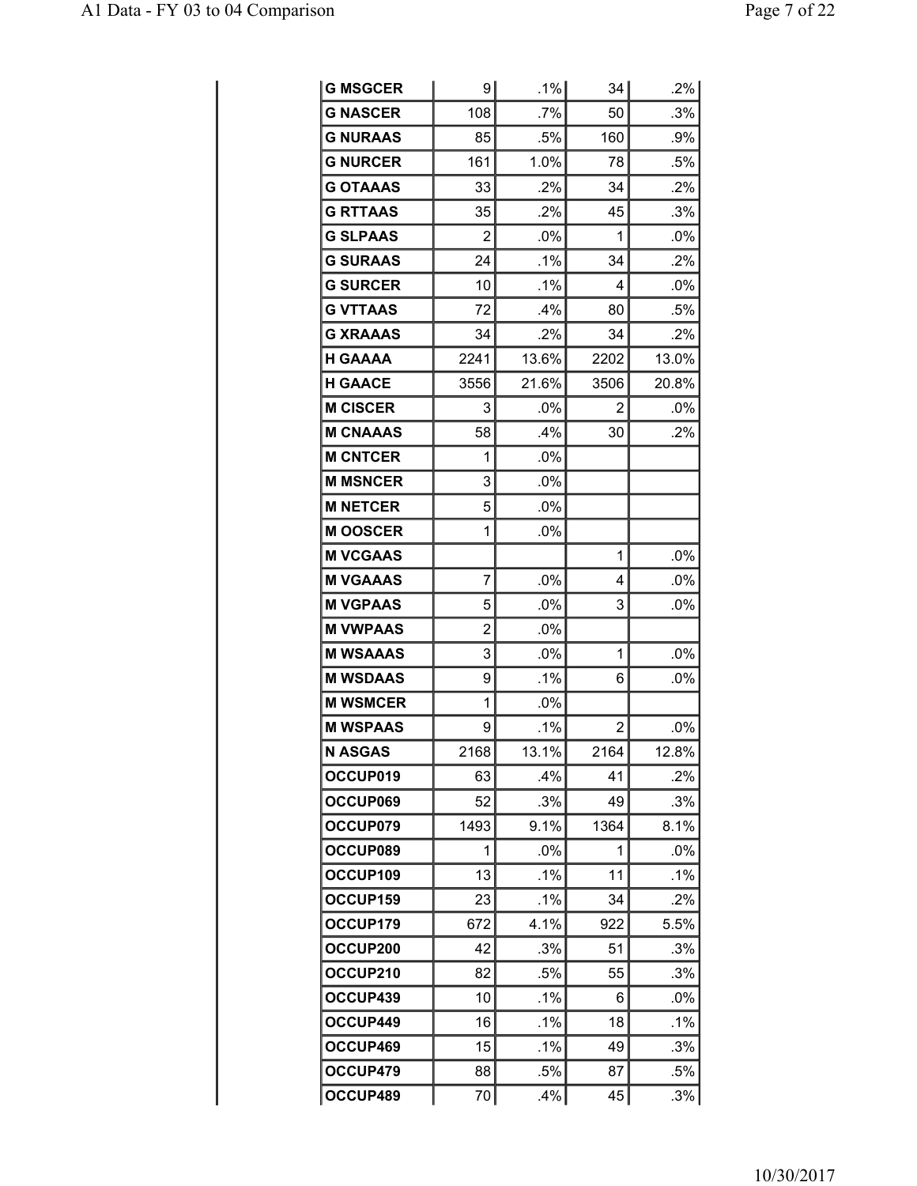| | | | | |
|---|---|---|---|---|
| **G MSGCER** | 9 | .1% | 34 | .2% |
| **G NASCER** | 108 | .7% | 50 | .3% |
| **G NURAAS** | 85 | .5% | 160 | .9% |
| **G NURCER** | 161 | 1.0% | 78 | .5% |
| **G OTAAAS** | 33 | .2% | 34 | .2% |
| **G RTTAAS** | 35 | .2% | 45 | .3% |
| **G SLPAAS** | 2 | .0% | 1 | .0% |
| **G SURAAS** | 24 | .1% | 34 | .2% |
| **G SURCER** | 10 | .1% | 4 | .0% |
| **G VTTAAS** | 72 | .4% | 80 | .5% |
| **G XRAAAS** | 34 | .2% | 34 | .2% |
| **H GAAAA** | 2241 | 13.6% | 2202 | 13.0% |
| **H GAACE** | 3556 | 21.6% | 3506 | 20.8% |
| **M CISCER** | 3 | .0% | 2 | .0% |
| **M CNAAAS** | 58 | .4% | 30 | .2% |
| **M CNTCER** | 1 | .0% | | |
| **M MSNCER** | 3 | .0% | | |
| **M NETCER** | 5 | .0% | | |
| **M OOSCER** | 1 | .0% | | |
| **M VCGAAS** | | | 1 | .0% |
| **M VGAAAS** | 7 | .0% | 4 | .0% |
| **M VGPAAS** | 5 | .0% | 3 | .0% |
| **M VWPAAS** | 2 | .0% | | |
| **M WSAAAS** | 3 | .0% | 1 | .0% |
| **M WSDAAS** | 9 | .1% | 6 | .0% |
| **M WSMCER** | 1 | .0% | | |
| **M WSPAAS** | 9 | .1% | 2 | .0% |
| **N ASGAS** | 2168 | 13.1% | 2164 | 12.8% |
| **OCCUP019** | 63 | .4% | 41 | .2% |
| **OCCUP069** | 52 | .3% | 49 | .3% |
| **OCCUP079** | 1493 | 9.1% | 1364 | 8.1% |
| **OCCUP089** | 1 | .0% | 1 | .0% |
| **OCCUP109** | 13 | .1% | 11 | .1% |
| **OCCUP159** | 23 | .1% | 34 | .2% |
| **OCCUP179** | 672 | 4.1% | 922 | 5.5% |
| **OCCUP200** | 42 | .3% | 51 | .3% |
| **OCCUP210** | 82 | .5% | 55 | .3% |
| **OCCUP439** | 10 | .1% | 6 | .0% |
| **OCCUP449** | 16 | .1% | 18 | .1% |
| **OCCUP469** | 15 | .1% | 49 | .3% |
| **OCCUP479** | 88 | .5% | 87 | .5% |
| **OCCUP489** | 70 | .4% | 45 | .3% |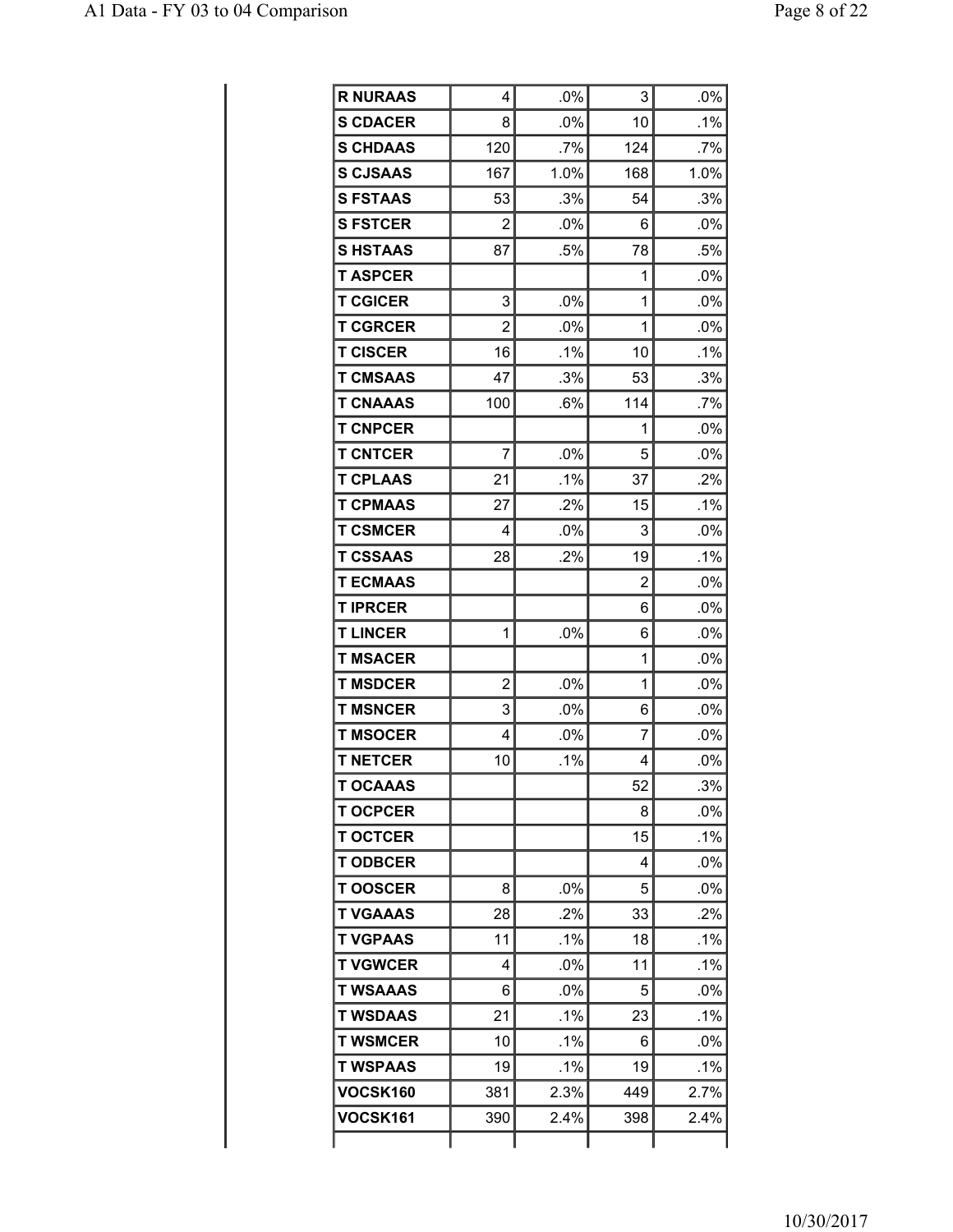| | | | | |
|---|---|---|---|---|
| **R NURAAS** | 4 | .0% | 3 | .0% |
| **S CDACER** | 8 | .0% | 10 | .1% |
| **S CHDAAS** | 120 | .7% | 124 | .7% |
| **S CJSAAS** | 167 | 1.0% | 168 | 1.0% |
| **S FSTAAS** | 53 | .3% | 54 | .3% |
| **S FSTCER** | 2 | .0% | 6 | .0% |
| **S HSTAAS** | 87 | .5% | 78 | .5% |
| **T ASPCER** | | | 1 | .0% |
| **T CGICER** | 3 | .0% | 1 | .0% |
| **T CGRCER** | 2 | .0% | 1 | .0% |
| **T CISCER** | 16 | .1% | 10 | .1% |
| **T CMSAAS** | 47 | .3% | 53 | .3% |
| **T CNAAAS** | 100 | .6% | 114 | .7% |
| **T CNPCER** | | | 1 | .0% |
| **T CNTCER** | 7 | .0% | 5 | .0% |
| **T CPLAAS** | 21 | .1% | 37 | .2% |
| **T CPMAAS** | 27 | .2% | 15 | .1% |
| **T CSMCER** | 4 | .0% | 3 | .0% |
| **T CSSAAS** | 28 | .2% | 19 | .1% |
| **T ECMAAS** | | | 2 | .0% |
| **T IPRCER** | | | 6 | .0% |
| **T LINCER** | 1 | .0% | 6 | .0% |
| **T MSACER** | | | 1 | .0% |
| **T MSDCER** | 2 | .0% | 1 | .0% |
| **T MSNCER** | 3 | .0% | 6 | .0% |
| **T MSOCER** | 4 | .0% | 7 | .0% |
| **T NETCER** | 10 | .1% | 4 | .0% |
| **T OCAAAS** | | | 52 | .3% |
| **T OCPCER** | | | 8 | .0% |
| **T OCTCER** | | | 15 | .1% |
| **T ODBCER** | | | 4 | .0% |
| **T OOSCER** | 8 | .0% | 5 | .0% |
| **T VGAAAS** | 28 | .2% | 33 | .2% |
| **T VGPAAS** | 11 | .1% | 18 | .1% |
| **T VGWCER** | 4 | .0% | 11 | .1% |
| **T WSAAAS** | 6 | .0% | 5 | .0% |
| **T WSDAAS** | 21 | .1% | 23 | .1% |
| **T WSMCER** | 10 | .1% | 6 | .0% |
| **T WSPAAS** | 19 | .1% | 19 | .1% |
| **VOCSK160** | 381 | 2.3% | 449 | 2.7% |
| **VOCSK161** | 390 | 2.4% | 398 | 2.4% |
| | | | | |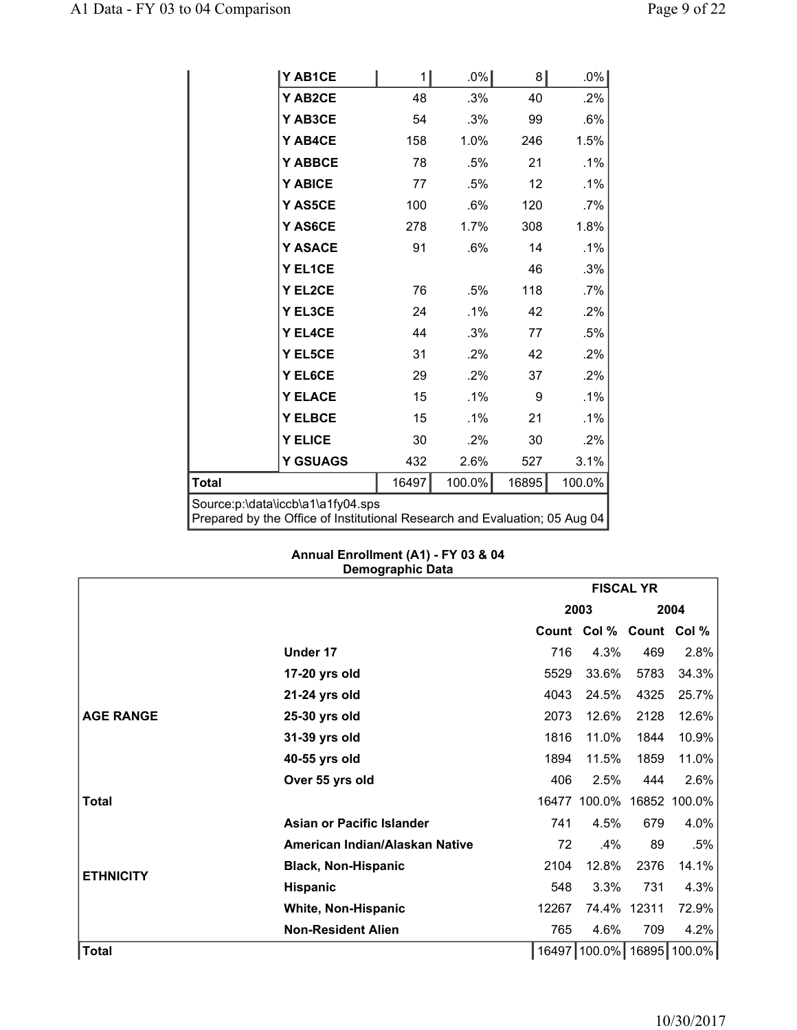| | | Count | Col % | Count | Col % |
|---|---|---|---|---|---|
| | Y AB1CE | 1 | .0% | 8 | .0% |
| | Y AB2CE | 48 | .3% | 40 | .2% |
| | Y AB3CE | 54 | .3% | 99 | .6% |
| | Y AB4CE | 158 | 1.0% | 246 | 1.5% |
| | Y ABBCE | 78 | .5% | 21 | .1% |
| | Y ABICE | 77 | .5% | 12 | .1% |
| | Y AS5CE | 100 | .6% | 120 | .7% |
| | Y AS6CE | 278 | 1.7% | 308 | 1.8% |
| | Y ASACE | 91 | .6% | 14 | .1% |
| | Y EL1CE | | | 46 | .3% |
| | Y EL2CE | 76 | .5% | 118 | .7% |
| | Y EL3CE | 24 | .1% | 42 | .2% |
| | Y EL4CE | 44 | .3% | 77 | .5% |
| | Y EL5CE | 31 | .2% | 42 | .2% |
| | Y EL6CE | 29 | .2% | 37 | .2% |
| | Y ELACE | 15 | .1% | 9 | .1% |
| | Y ELBCE | 15 | .1% | 21 | .1% |
| | Y ELICE | 30 | .2% | 30 | .2% |
| | Y GSUAGS | 432 | 2.6% | 527 | 3.1% |
| **Total** | | 16497 | 100.0% | 16895 | 100.0% |

Source:p:\data\iccb\a1\a1fy04.sps
Prepared by the Office of Institutional Research and Evaluation; 05 Aug 04

**Annual Enrollment (A1) - FY 03 & 04**
**Demographic Data**

| | | FISCAL YR | | | |
|---|---|---|---|---|---|
| | | 2003 | | 2004 | |
| | | Count | Col % | Count | Col % |
| **AGE RANGE** | **Under 17** | 716 | 4.3% | 469 | 2.8% |
| | **17-20 yrs old** | 5529 | 33.6% | 5783 | 34.3% |
| | **21-24 yrs old** | 4043 | 24.5% | 4325 | 25.7% |
| | **25-30 yrs old** | 2073 | 12.6% | 2128 | 12.6% |
| | **31-39 yrs old** | 1816 | 11.0% | 1844 | 10.9% |
| | **40-55 yrs old** | 1894 | 11.5% | 1859 | 11.0% |
| | **Over 55 yrs old** | 406 | 2.5% | 444 | 2.6% |
| **Total** | | 16477 | 100.0% | 16852 | 100.0% |
| **ETHNICITY** | **Asian or Pacific Islander** | 741 | 4.5% | 679 | 4.0% |
| | **American Indian/Alaskan Native** | 72 | .4% | 89 | .5% |
| | **Black, Non-Hispanic** | 2104 | 12.8% | 2376 | 14.1% |
| | **Hispanic** | 548 | 3.3% | 731 | 4.3% |
| | **White, Non-Hispanic** | 12267 | 74.4% | 12311 | 72.9% |
| | **Non-Resident Alien** | 765 | 4.6% | 709 | 4.2% |
| **Total** | | 16497 | 100.0% | 16895 | 100.0% |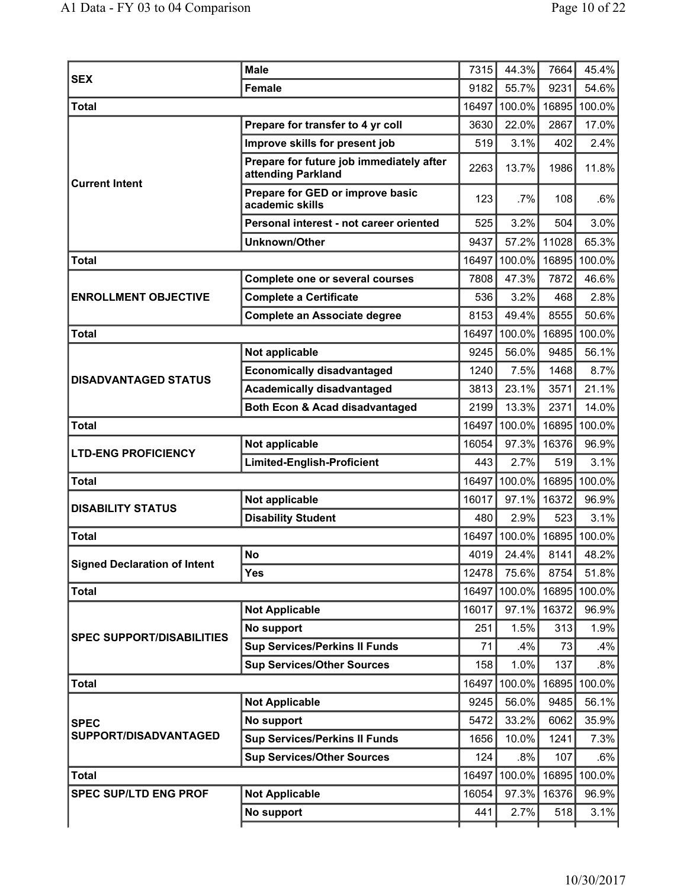| | | | | | |
|---|---|---|---|---|---|
| **SEX** | **Male** | 7315 | 44.3% | 7664 | 45.4% |
| | **Female** | 9182 | 55.7% | 9231 | 54.6% |
| **Total** | | 16497 | 100.0% | 16895 | 100.0% |
| **Current Intent** | **Prepare for transfer to 4 yr coll** | 3630 | 22.0% | 2867 | 17.0% |
| | **Improve skills for present job** | 519 | 3.1% | 402 | 2.4% |
| | **Prepare for future job immediately after attending Parkland** | 2263 | 13.7% | 1986 | 11.8% |
| | **Prepare for GED or improve basic academic skills** | 123 | .7% | 108 | .6% |
| | **Personal interest - not career oriented** | 525 | 3.2% | 504 | 3.0% |
| | **Unknown/Other** | 9437 | 57.2% | 11028 | 65.3% |
| **Total** | | 16497 | 100.0% | 16895 | 100.0% |
| **ENROLLMENT OBJECTIVE** | **Complete one or several courses** | 7808 | 47.3% | 7872 | 46.6% |
| | **Complete a Certificate** | 536 | 3.2% | 468 | 2.8% |
| | **Complete an Associate degree** | 8153 | 49.4% | 8555 | 50.6% |
| **Total** | | 16497 | 100.0% | 16895 | 100.0% |
| **DISADVANTAGED STATUS** | **Not applicable** | 9245 | 56.0% | 9485 | 56.1% |
| | **Economically disadvantaged** | 1240 | 7.5% | 1468 | 8.7% |
| | **Academically disadvantaged** | 3813 | 23.1% | 3571 | 21.1% |
| | **Both Econ & Acad disadvantaged** | 2199 | 13.3% | 2371 | 14.0% |
| **Total** | | 16497 | 100.0% | 16895 | 100.0% |
| **LTD-ENG PROFICIENCY** | **Not applicable** | 16054 | 97.3% | 16376 | 96.9% |
| | **Limited-English-Proficient** | 443 | 2.7% | 519 | 3.1% |
| **Total** | | 16497 | 100.0% | 16895 | 100.0% |
| **DISABILITY STATUS** | **Not applicable** | 16017 | 97.1% | 16372 | 96.9% |
| | **Disability Student** | 480 | 2.9% | 523 | 3.1% |
| **Total** | | 16497 | 100.0% | 16895 | 100.0% |
| **Signed Declaration of Intent** | **No** | 4019 | 24.4% | 8141 | 48.2% |
| | **Yes** | 12478 | 75.6% | 8754 | 51.8% |
| **Total** | | 16497 | 100.0% | 16895 | 100.0% |
| **SPEC SUPPORT/DISABILITIES** | **Not Applicable** | 16017 | 97.1% | 16372 | 96.9% |
| | **No support** | 251 | 1.5% | 313 | 1.9% |
| | **Sup Services/Perkins II Funds** | 71 | .4% | 73 | .4% |
| | **Sup Services/Other Sources** | 158 | 1.0% | 137 | .8% |
| **Total** | | 16497 | 100.0% | 16895 | 100.0% |
| **SPEC SUPPORT/DISADVANTAGED** | **Not Applicable** | 9245 | 56.0% | 9485 | 56.1% |
| | **No support** | 5472 | 33.2% | 6062 | 35.9% |
| | **Sup Services/Perkins II Funds** | 1656 | 10.0% | 1241 | 7.3% |
| | **Sup Services/Other Sources** | 124 | .8% | 107 | .6% |
| **Total** | | 16497 | 100.0% | 16895 | 100.0% |
| **SPEC SUP/LTD ENG PROF** | **Not Applicable** | 16054 | 97.3% | 16376 | 96.9% |
| | **No support** | 441 | 2.7% | 518 | 3.1% |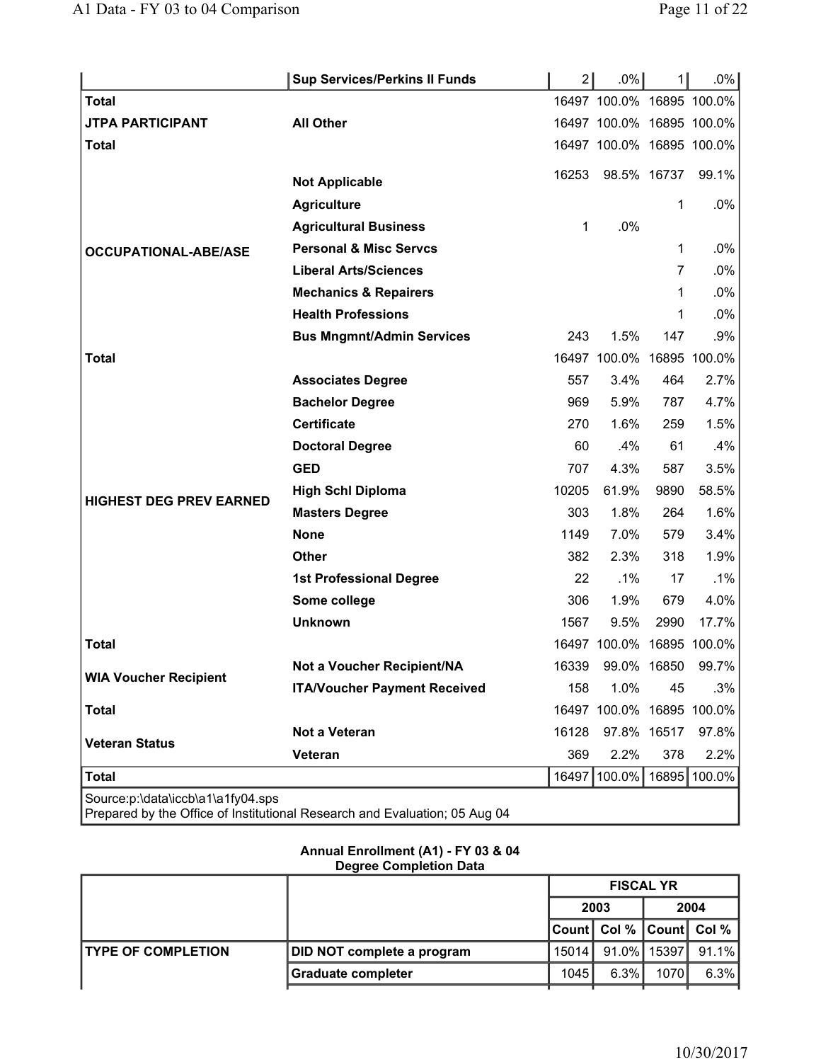| | | | | | |
|---|---|---|---|---|---|
| | Sup Services/Perkins II Funds | 2 | .0% | 1 | .0% |
| Total | | 16497 | 100.0% | 16895 | 100.0% |
| JTPA PARTICIPANT | All Other | 16497 | 100.0% | 16895 | 100.0% |
| Total | | 16497 | 100.0% | 16895 | 100.0% |
| OCCUPATIONAL-ABE/ASE | Not Applicable | 16253 | 98.5% | 16737 | 99.1% |
| | Agriculture | | | 1 | .0% |
| | Agricultural Business | 1 | .0% | | |
| | Personal & Misc Servcs | | | 1 | .0% |
| | Liberal Arts/Sciences | | | 7 | .0% |
| | Mechanics & Repairers | | | 1 | .0% |
| | Health Professions | | | 1 | .0% |
| | Bus Mngmnt/Admin Services | 243 | 1.5% | 147 | .9% |
| Total | | 16497 | 100.0% | 16895 | 100.0% |
| HIGHEST DEG PREV EARNED | Associates Degree | 557 | 3.4% | 464 | 2.7% |
| | Bachelor Degree | 969 | 5.9% | 787 | 4.7% |
| | Certificate | 270 | 1.6% | 259 | 1.5% |
| | Doctoral Degree | 60 | .4% | 61 | .4% |
| | GED | 707 | 4.3% | 587 | 3.5% |
| | High Schl Diploma | 10205 | 61.9% | 9890 | 58.5% |
| | Masters Degree | 303 | 1.8% | 264 | 1.6% |
| | None | 1149 | 7.0% | 579 | 3.4% |
| | Other | 382 | 2.3% | 318 | 1.9% |
| | 1st Professional Degree | 22 | .1% | 17 | .1% |
| | Some college | 306 | 1.9% | 679 | 4.0% |
| | Unknown | 1567 | 9.5% | 2990 | 17.7% |
| Total | | 16497 | 100.0% | 16895 | 100.0% |
| WIA Voucher Recipient | Not a Voucher Recipient/NA | 16339 | 99.0% | 16850 | 99.7% |
| | ITA/Voucher Payment Received | 158 | 1.0% | 45 | .3% |
| Total | | 16497 | 100.0% | 16895 | 100.0% |
| Veteran Status | Not a Veteran | 16128 | 97.8% | 16517 | 97.8% |
| | Veteran | 369 | 2.2% | 378 | 2.2% |
| Total | | 16497 | 100.0% | 16895 | 100.0% |

Source:p:\data\iccb\a1\a1fy04.sps
Prepared by the Office of Institutional Research and Evaluation; 05 Aug 04

**Annual Enrollment (A1) - FY 03 & 04**
**Degree Completion Data**

| | | FISCAL YR | | | |
|---|---|---|---|---|---|
| | | 2003 | | 2004 | |
| | | Count | Col % | Count | Col % |
| TYPE OF COMPLETION | DID NOT complete a program | 15014 | 91.0% | 15397 | 91.1% |
| | Graduate completer | 1045 | 6.3% | 1070 | 6.3% |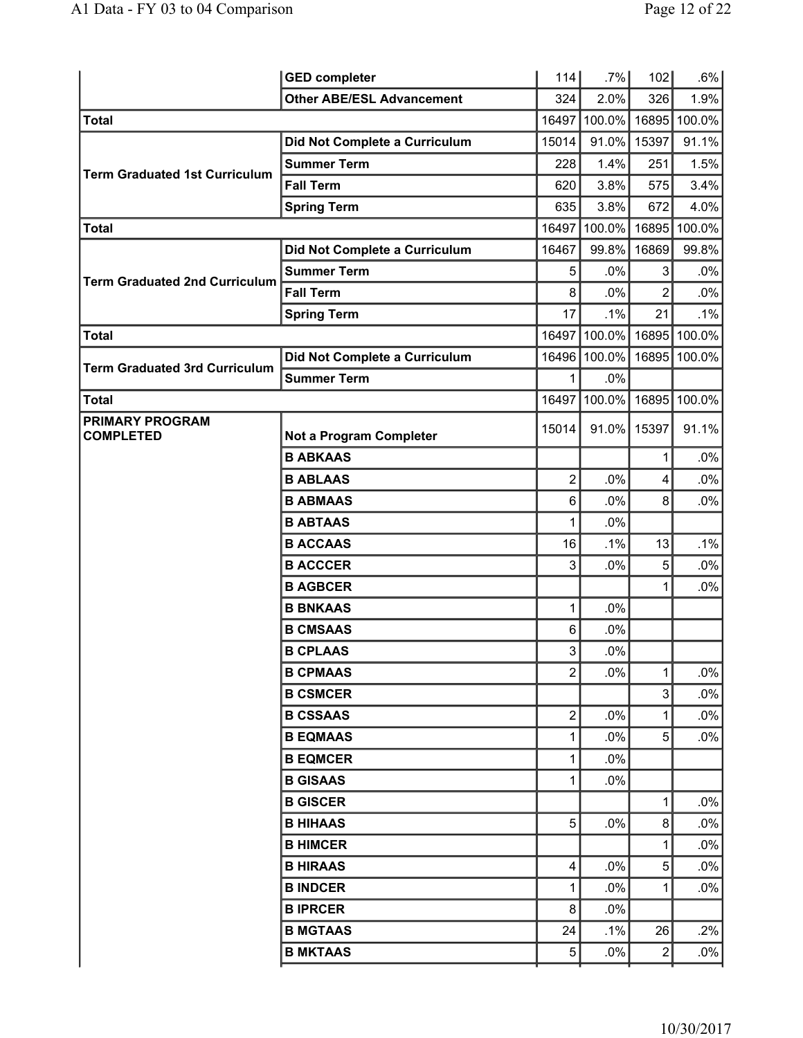| | | | | | |
|---|---|---|---|---|---|
| | **GED completer** | 114 | .7% | 102 | .6% |
| | **Other ABE/ESL Advancement** | 324 | 2.0% | 326 | 1.9% |
| **Total** | | 16497 | 100.0% | 16895 | 100.0% |
| **Term Graduated 1st Curriculum** | **Did Not Complete a Curriculum** | 15014 | 91.0% | 15397 | 91.1% |
| | **Summer Term** | 228 | 1.4% | 251 | 1.5% |
| | **Fall Term** | 620 | 3.8% | 575 | 3.4% |
| | **Spring Term** | 635 | 3.8% | 672 | 4.0% |
| **Total** | | 16497 | 100.0% | 16895 | 100.0% |
| **Term Graduated 2nd Curriculum** | **Did Not Complete a Curriculum** | 16467 | 99.8% | 16869 | 99.8% |
| | **Summer Term** | 5 | .0% | 3 | .0% |
| | **Fall Term** | 8 | .0% | 2 | .0% |
| | **Spring Term** | 17 | .1% | 21 | .1% |
| **Total** | | 16497 | 100.0% | 16895 | 100.0% |
| **Term Graduated 3rd Curriculum** | **Did Not Complete a Curriculum** | 16496 | 100.0% | 16895 | 100.0% |
| | **Summer Term** | 1 | .0% | | |
| **Total** | | 16497 | 100.0% | 16895 | 100.0% |
| **PRIMARY PROGRAM COMPLETED** | **Not a Program Completer** | 15014 | 91.0% | 15397 | 91.1% |
| | **B ABKAAS** | | | 1 | .0% |
| | **B ABLAAS** | 2 | .0% | 4 | .0% |
| | **B ABMAAS** | 6 | .0% | 8 | .0% |
| | **B ABTAAS** | 1 | .0% | | |
| | **B ACCAAS** | 16 | .1% | 13 | .1% |
| | **B ACCCER** | 3 | .0% | 5 | .0% |
| | **B AGBCER** | | | 1 | .0% |
| | **B BNKAAS** | 1 | .0% | | |
| | **B CMSAAS** | 6 | .0% | | |
| | **B CPLAAS** | 3 | .0% | | |
| | **B CPMAAS** | 2 | .0% | 1 | .0% |
| | **B CSMCER** | | | 3 | .0% |
| | **B CSSAAS** | 2 | .0% | 1 | .0% |
| | **B EQMAAS** | 1 | .0% | 5 | .0% |
| | **B EQMCER** | 1 | .0% | | |
| | **B GISAAS** | 1 | .0% | | |
| | **B GISCER** | | | 1 | .0% |
| | **B HIHAAS** | 5 | .0% | 8 | .0% |
| | **B HIMCER** | | | 1 | .0% |
| | **B HIRAAS** | 4 | .0% | 5 | .0% |
| | **B INDCER** | 1 | .0% | 1 | .0% |
| | **B IPRCER** | 8 | .0% | | |
| | **B MGTAAS** | 24 | .1% | 26 | .2% |
| | **B MKTAAS** | 5 | .0% | 2 | .0% |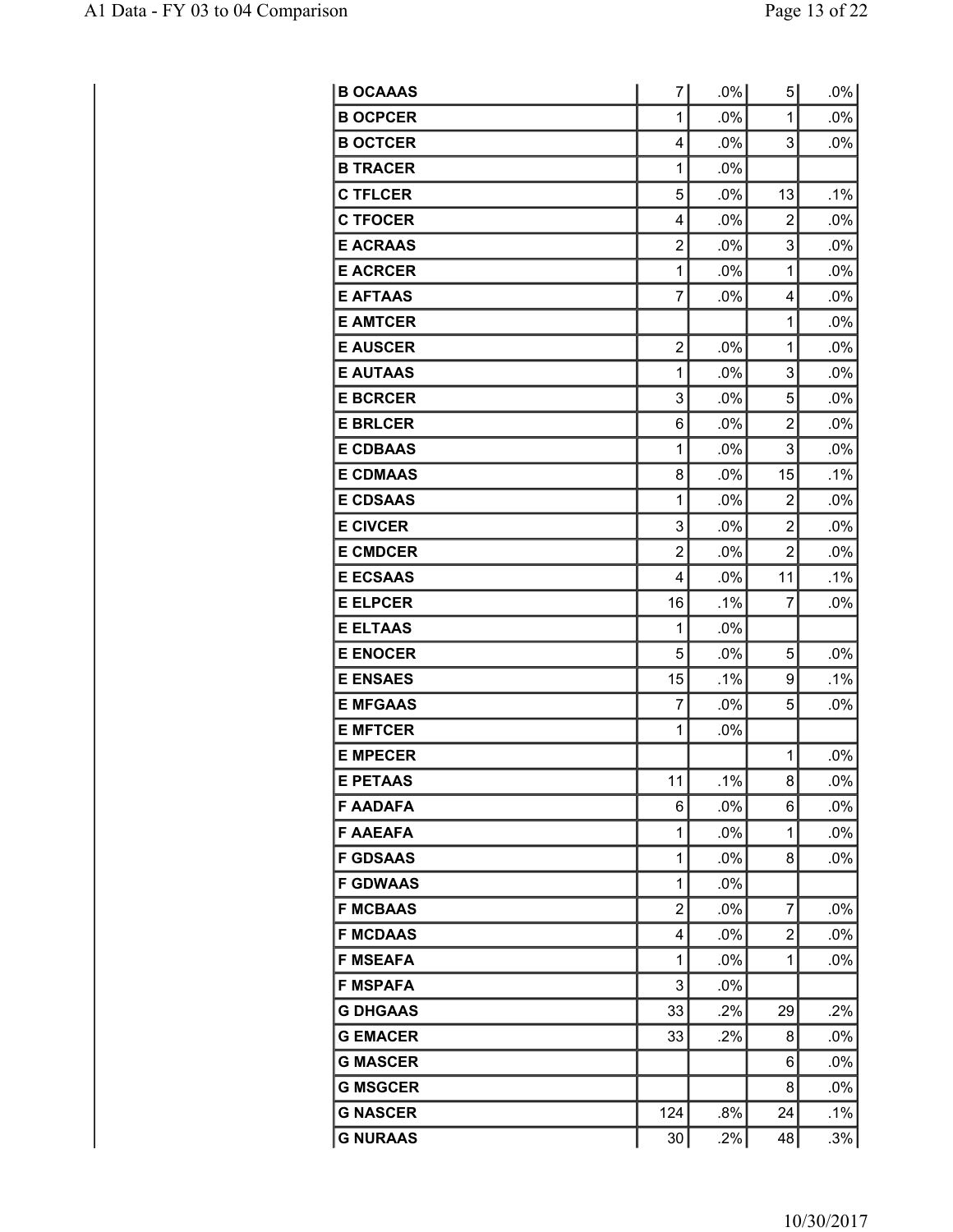| | | | | |
|---|---|---|---|---|
| B OCAAAS | 7 | .0% | 5 | .0% |
| B OCPCER | 1 | .0% | 1 | .0% |
| B OCTCER | 4 | .0% | 3 | .0% |
| B TRACER | 1 | .0% | | |
| C TFLCER | 5 | .0% | 13 | .1% |
| C TFOCER | 4 | .0% | 2 | .0% |
| E ACRAAS | 2 | .0% | 3 | .0% |
| E ACRCER | 1 | .0% | 1 | .0% |
| E AFTAAS | 7 | .0% | 4 | .0% |
| E AMTCER | | | 1 | .0% |
| E AUSCER | 2 | .0% | 1 | .0% |
| E AUTAAS | 1 | .0% | 3 | .0% |
| E BCRCER | 3 | .0% | 5 | .0% |
| E BRLCER | 6 | .0% | 2 | .0% |
| E CDBAAS | 1 | .0% | 3 | .0% |
| E CDMAAS | 8 | .0% | 15 | .1% |
| E CDSAAS | 1 | .0% | 2 | .0% |
| E CIVCER | 3 | .0% | 2 | .0% |
| E CMDCER | 2 | .0% | 2 | .0% |
| E ECSAAS | 4 | .0% | 11 | .1% |
| E ELPCER | 16 | .1% | 7 | .0% |
| E ELTAAS | 1 | .0% | | |
| E ENOCER | 5 | .0% | 5 | .0% |
| E ENSAES | 15 | .1% | 9 | .1% |
| E MFGAAS | 7 | .0% | 5 | .0% |
| E MFTCER | 1 | .0% | | |
| E MPECER | | | 1 | .0% |
| E PETAAS | 11 | .1% | 8 | .0% |
| F AADAFA | 6 | .0% | 6 | .0% |
| F AAEAFA | 1 | .0% | 1 | .0% |
| F GDSAAS | 1 | .0% | 8 | .0% |
| F GDWAAS | 1 | .0% | | |
| F MCBAAS | 2 | .0% | 7 | .0% |
| F MCDAAS | 4 | .0% | 2 | .0% |
| F MSEAFA | 1 | .0% | 1 | .0% |
| F MSPAFA | 3 | .0% | | |
| G DHGAAS | 33 | .2% | 29 | .2% |
| G EMACER | 33 | .2% | 8 | .0% |
| G MASCER | | | 6 | .0% |
| G MSGCER | | | 8 | .0% |
| G NASCER | 124 | .8% | 24 | .1% |
| G NURAAS | 30 | .2% | 48 | .3% |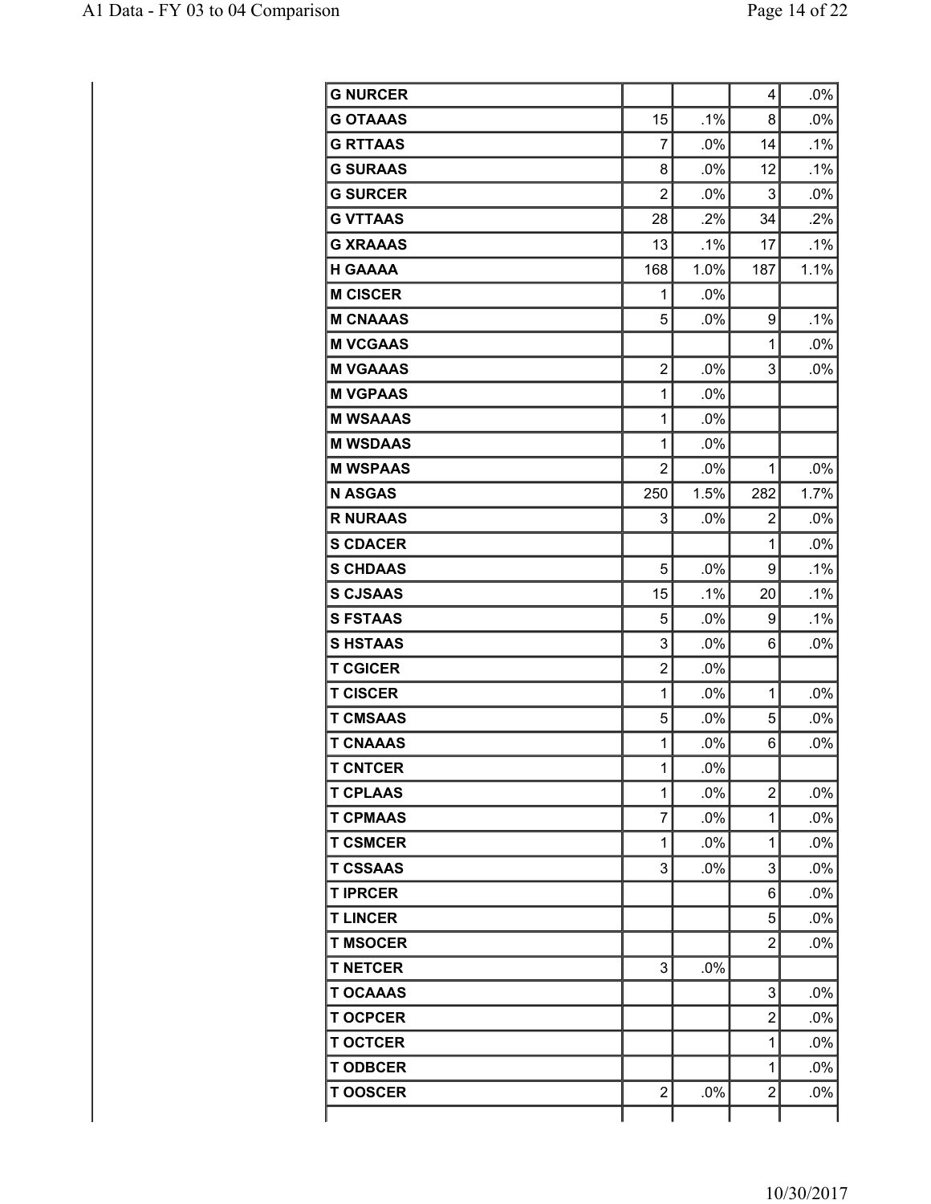| | | | | |
|---|---|---|---|---|
| **G NURCER** | | | 4 | .0% |
| **G OTAAAS** | 15 | .1% | 8 | .0% |
| **G RTTAAS** | 7 | .0% | 14 | .1% |
| **G SURAAS** | 8 | .0% | 12 | .1% |
| **G SURCER** | 2 | .0% | 3 | .0% |
| **G VTTAAS** | 28 | .2% | 34 | .2% |
| **G XRAAAS** | 13 | .1% | 17 | .1% |
| **H GAAAA** | 168 | 1.0% | 187 | 1.1% |
| **M CISCER** | 1 | .0% | | |
| **M CNAAAS** | 5 | .0% | 9 | .1% |
| **M VCGAAS** | | | 1 | .0% |
| **M VGAAAS** | 2 | .0% | 3 | .0% |
| **M VGPAAS** | 1 | .0% | | |
| **M WSAAAS** | 1 | .0% | | |
| **M WSDAAS** | 1 | .0% | | |
| **M WSPAAS** | 2 | .0% | 1 | .0% |
| **N ASGAS** | 250 | 1.5% | 282 | 1.7% |
| **R NURAAS** | 3 | .0% | 2 | .0% |
| **S CDACER** | | | 1 | .0% |
| **S CHDAAS** | 5 | .0% | 9 | .1% |
| **S CJSAAS** | 15 | .1% | 20 | .1% |
| **S FSTAAS** | 5 | .0% | 9 | .1% |
| **S HSTAAS** | 3 | .0% | 6 | .0% |
| **T CGICER** | 2 | .0% | | |
| **T CISCER** | 1 | .0% | 1 | .0% |
| **T CMSAAS** | 5 | .0% | 5 | .0% |
| **T CNAAAS** | 1 | .0% | 6 | .0% |
| **T CNTCER** | 1 | .0% | | |
| **T CPLAAS** | 1 | .0% | 2 | .0% |
| **T CPMAAS** | 7 | .0% | 1 | .0% |
| **T CSMCER** | 1 | .0% | 1 | .0% |
| **T CSSAAS** | 3 | .0% | 3 | .0% |
| **T IPRCER** | | | 6 | .0% |
| **T LINCER** | | | 5 | .0% |
| **T MSOCER** | | | 2 | .0% |
| **T NETCER** | 3 | .0% | | |
| **T OCAAAS** | | | 3 | .0% |
| **T OCPCER** | | | 2 | .0% |
| **T OCTCER** | | | 1 | .0% |
| **T ODBCER** | | | 1 | .0% |
| **T OOSCER** | 2 | .0% | 2 | .0% |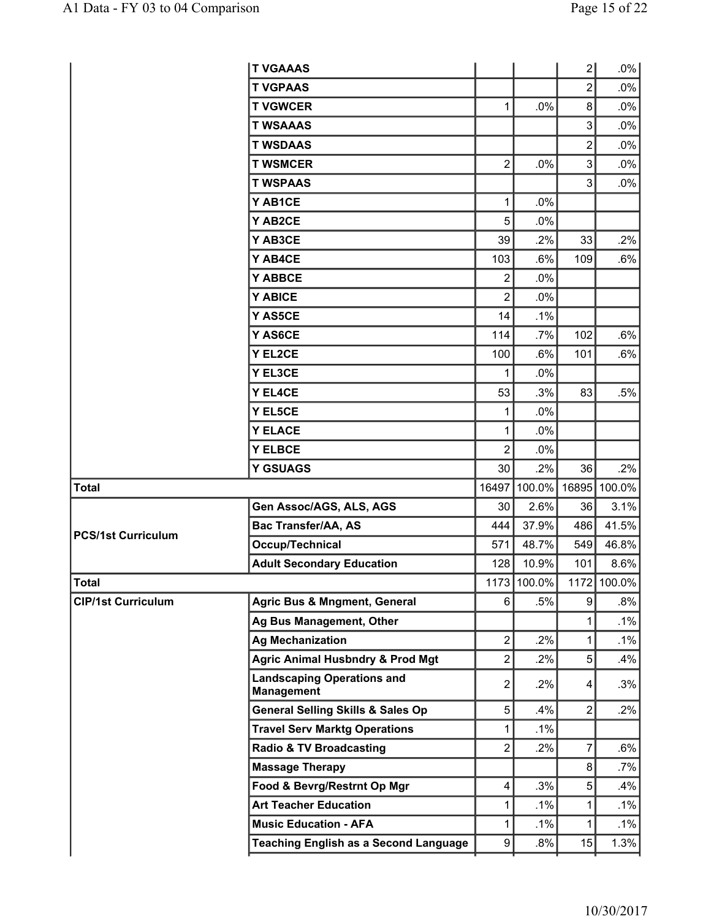| | | | | | |
|---|---|---|---|---|---|
| | T VGAAAS | | | 2 | .0% |
| | T VGPAAS | | | 2 | .0% |
| | T VGWCER | 1 | .0% | 8 | .0% |
| | T WSAAAS | | | 3 | .0% |
| | T WSDAAS | | | 2 | .0% |
| | T WSMCER | 2 | .0% | 3 | .0% |
| | T WSPAAS | | | 3 | .0% |
| | Y AB1CE | 1 | .0% | | |
| | Y AB2CE | 5 | .0% | | |
| | Y AB3CE | 39 | .2% | 33 | .2% |
| | Y AB4CE | 103 | .6% | 109 | .6% |
| | Y ABBCE | 2 | .0% | | |
| | Y ABICE | 2 | .0% | | |
| | Y AS5CE | 14 | .1% | | |
| | Y AS6CE | 114 | .7% | 102 | .6% |
| | Y EL2CE | 100 | .6% | 101 | .6% |
| | Y EL3CE | 1 | .0% | | |
| | Y EL4CE | 53 | .3% | 83 | .5% |
| | Y EL5CE | 1 | .0% | | |
| | Y ELACE | 1 | .0% | | |
| | Y ELBCE | 2 | .0% | | |
| | Y GSUAGS | 30 | .2% | 36 | .2% |
| **Total** | | 16497 | 100.0% | 16895 | 100.0% |
| **PCS/1st Curriculum** | Gen Assoc/AGS, ALS, AGS | 30 | 2.6% | 36 | 3.1% |
| | Bac Transfer/AA, AS | 444 | 37.9% | 486 | 41.5% |
| | Occup/Technical | 571 | 48.7% | 549 | 46.8% |
| | Adult Secondary Education | 128 | 10.9% | 101 | 8.6% |
| **Total** | | 1173 | 100.0% | 1172 | 100.0% |
| **CIP/1st Curriculum** | Agric Bus & Mngment, General | 6 | .5% | 9 | .8% |
| | Ag Bus Management, Other | | | 1 | .1% |
| | Ag Mechanization | 2 | .2% | 1 | .1% |
| | Agric Animal Husbndry & Prod Mgt | 2 | .2% | 5 | .4% |
| | Landscaping Operations and Management | 2 | .2% | 4 | .3% |
| | General Selling Skills & Sales Op | 5 | .4% | 2 | .2% |
| | Travel Serv Marktg Operations | 1 | .1% | | |
| | Radio & TV Broadcasting | 2 | .2% | 7 | .6% |
| | Massage Therapy | | | 8 | .7% |
| | Food & Bevrg/Restrnt Op Mgr | 4 | .3% | 5 | .4% |
| | Art Teacher Education | 1 | .1% | 1 | .1% |
| | Music Education - AFA | 1 | .1% | 1 | .1% |
| | Teaching English as a Second Language | 9 | .8% | 15 | 1.3% |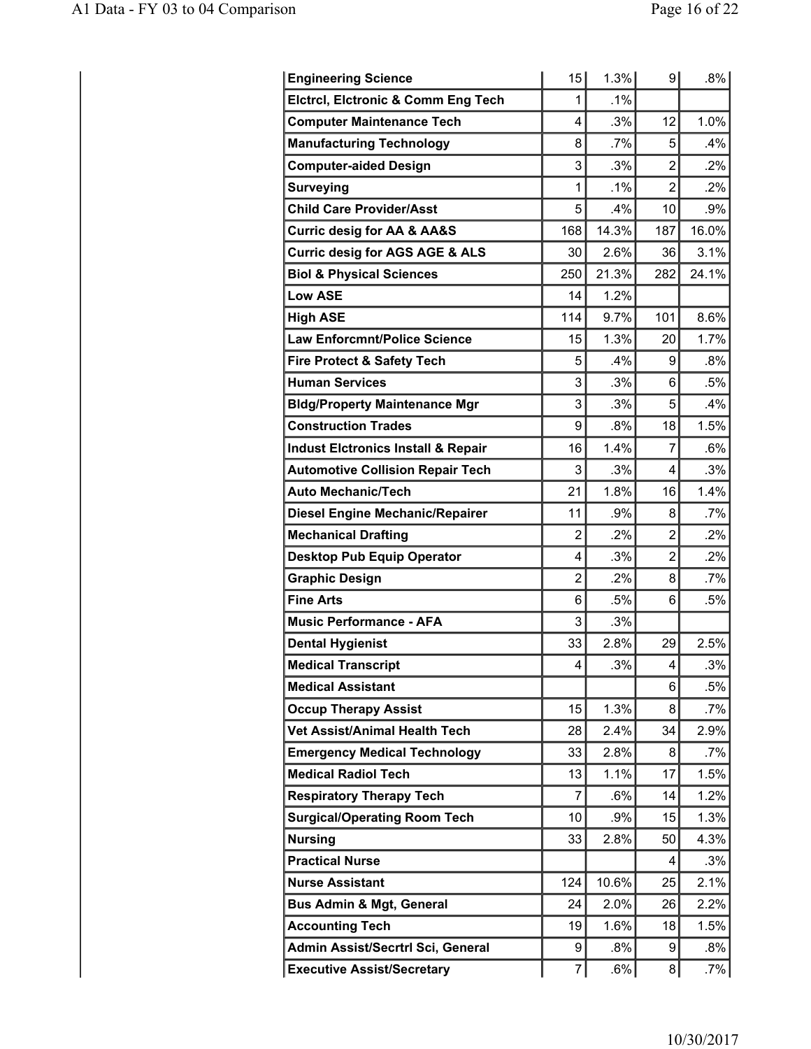| | | | | |
|---|---|---|---|---|
| **Engineering Science** | 15 | 1.3% | 9 | .8% |
| **Elctrcl, Elctronic & Comm Eng Tech** | 1 | .1% | | |
| **Computer Maintenance Tech** | 4 | .3% | 12 | 1.0% |
| **Manufacturing Technology** | 8 | .7% | 5 | .4% |
| **Computer-aided Design** | 3 | .3% | 2 | .2% |
| **Surveying** | 1 | .1% | 2 | .2% |
| **Child Care Provider/Asst** | 5 | .4% | 10 | .9% |
| **Curric desig for AA & AA&S** | 168 | 14.3% | 187 | 16.0% |
| **Curric desig for AGS AGE & ALS** | 30 | 2.6% | 36 | 3.1% |
| **Biol & Physical Sciences** | 250 | 21.3% | 282 | 24.1% |
| **Low ASE** | 14 | 1.2% | | |
| **High ASE** | 114 | 9.7% | 101 | 8.6% |
| **Law Enforcmnt/Police Science** | 15 | 1.3% | 20 | 1.7% |
| **Fire Protect & Safety Tech** | 5 | .4% | 9 | .8% |
| **Human Services** | 3 | .3% | 6 | .5% |
| **Bldg/Property Maintenance Mgr** | 3 | .3% | 5 | .4% |
| **Construction Trades** | 9 | .8% | 18 | 1.5% |
| **Indust Elctronics Install & Repair** | 16 | 1.4% | 7 | .6% |
| **Automotive Collision Repair Tech** | 3 | .3% | 4 | .3% |
| **Auto Mechanic/Tech** | 21 | 1.8% | 16 | 1.4% |
| **Diesel Engine Mechanic/Repairer** | 11 | .9% | 8 | .7% |
| **Mechanical Drafting** | 2 | .2% | 2 | .2% |
| **Desktop Pub Equip Operator** | 4 | .3% | 2 | .2% |
| **Graphic Design** | 2 | .2% | 8 | .7% |
| **Fine Arts** | 6 | .5% | 6 | .5% |
| **Music Performance - AFA** | 3 | .3% | | |
| **Dental Hygienist** | 33 | 2.8% | 29 | 2.5% |
| **Medical Transcript** | 4 | .3% | 4 | .3% |
| **Medical Assistant** | | | 6 | .5% |
| **Occup Therapy Assist** | 15 | 1.3% | 8 | .7% |
| **Vet Assist/Animal Health Tech** | 28 | 2.4% | 34 | 2.9% |
| **Emergency Medical Technology** | 33 | 2.8% | 8 | .7% |
| **Medical Radiol Tech** | 13 | 1.1% | 17 | 1.5% |
| **Respiratory Therapy Tech** | 7 | .6% | 14 | 1.2% |
| **Surgical/Operating Room Tech** | 10 | .9% | 15 | 1.3% |
| **Nursing** | 33 | 2.8% | 50 | 4.3% |
| **Practical Nurse** | | | 4 | .3% |
| **Nurse Assistant** | 124 | 10.6% | 25 | 2.1% |
| **Bus Admin & Mgt, General** | 24 | 2.0% | 26 | 2.2% |
| **Accounting Tech** | 19 | 1.6% | 18 | 1.5% |
| **Admin Assist/Secrtrl Sci, General** | 9 | .8% | 9 | .8% |
| **Executive Assist/Secretary** | 7 | .6% | 8 | .7% |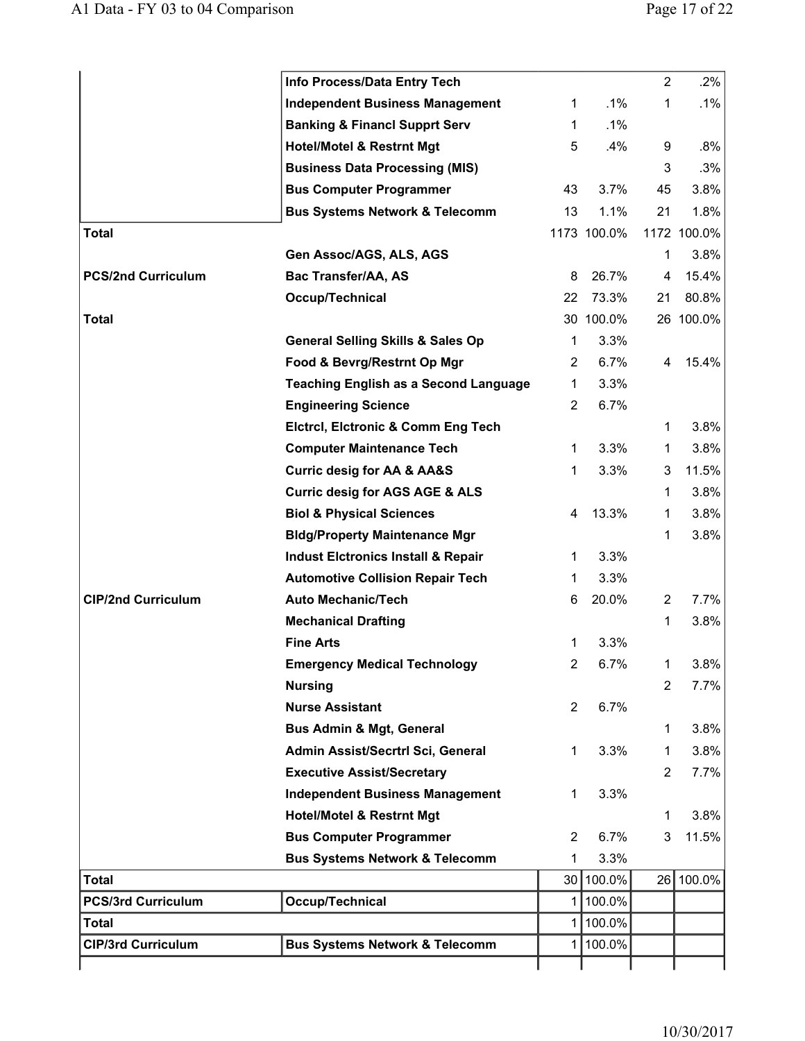| | | | | | |
|---|---|---|---|---|---|
| | **Info Process/Data Entry Tech** | | | 2 | .2% |
| | **Independent Business Management** | 1 | .1% | 1 | .1% |
| | **Banking & Financl Supprt Serv** | 1 | .1% | | |
| | **Hotel/Motel & Restrnt Mgt** | 5 | .4% | 9 | .8% |
| | **Business Data Processing (MIS)** | | | 3 | .3% |
| | **Bus Computer Programmer** | 43 | 3.7% | 45 | 3.8% |
| | **Bus Systems Network & Telecomm** | 13 | 1.1% | 21 | 1.8% |
| **Total** | | 1173 | 100.0% | 1172 | 100.0% |
| | **Gen Assoc/AGS, ALS, AGS** | | | 1 | 3.8% |
| **PCS/2nd Curriculum** | **Bac Transfer/AA, AS** | 8 | 26.7% | 4 | 15.4% |
| | **Occup/Technical** | 22 | 73.3% | 21 | 80.8% |
| **Total** | | 30 | 100.0% | 26 | 100.0% |
| | **General Selling Skills & Sales Op** | 1 | 3.3% | | |
| | **Food & Bevrg/Restrnt Op Mgr** | 2 | 6.7% | 4 | 15.4% |
| | **Teaching English as a Second Language** | 1 | 3.3% | | |
| | **Engineering Science** | 2 | 6.7% | | |
| | **Elctrcl, Elctronic & Comm Eng Tech** | | | 1 | 3.8% |
| | **Computer Maintenance Tech** | 1 | 3.3% | 1 | 3.8% |
| | **Curric desig for AA & AA&S** | 1 | 3.3% | 3 | 11.5% |
| | **Curric desig for AGS AGE & ALS** | | | 1 | 3.8% |
| | **Biol & Physical Sciences** | 4 | 13.3% | 1 | 3.8% |
| | **Bldg/Property Maintenance Mgr** | | | 1 | 3.8% |
| | **Indust Elctronics Install & Repair** | 1 | 3.3% | | |
| | **Automotive Collision Repair Tech** | 1 | 3.3% | | |
| **CIP/2nd Curriculum** | **Auto Mechanic/Tech** | 6 | 20.0% | 2 | 7.7% |
| | **Mechanical Drafting** | | | 1 | 3.8% |
| | **Fine Arts** | 1 | 3.3% | | |
| | **Emergency Medical Technology** | 2 | 6.7% | 1 | 3.8% |
| | **Nursing** | | | 2 | 7.7% |
| | **Nurse Assistant** | 2 | 6.7% | | |
| | **Bus Admin & Mgt, General** | | | 1 | 3.8% |
| | **Admin Assist/Secrtrl Sci, General** | 1 | 3.3% | 1 | 3.8% |
| | **Executive Assist/Secretary** | | | 2 | 7.7% |
| | **Independent Business Management** | 1 | 3.3% | | |
| | **Hotel/Motel & Restrnt Mgt** | | | 1 | 3.8% |
| | **Bus Computer Programmer** | 2 | 6.7% | 3 | 11.5% |
| | **Bus Systems Network & Telecomm** | 1 | 3.3% | | |
| **Total** | | 30 | 100.0% | 26 | 100.0% |
| **PCS/3rd Curriculum** | **Occup/Technical** | 1 | 100.0% | | |
| **Total** | | 1 | 100.0% | | |
| **CIP/3rd Curriculum** | **Bus Systems Network & Telecomm** | 1 | 100.0% | | |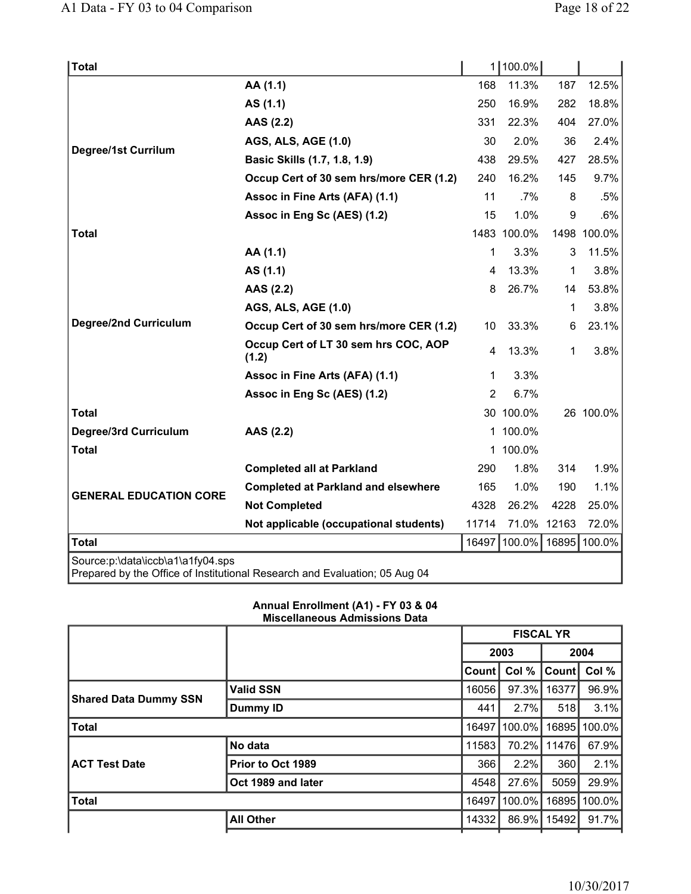| | | | | | |
|---|---|---|---|---|---|
| **Total** | | 1 | 100.0% | | |
| **Degree/1st Currilum** | **AA (1.1)** | 168 | 11.3% | 187 | 12.5% |
| | **AS (1.1)** | 250 | 16.9% | 282 | 18.8% |
| | **AAS (2.2)** | 331 | 22.3% | 404 | 27.0% |
| | **AGS, ALS, AGE (1.0)** | 30 | 2.0% | 36 | 2.4% |
| | **Basic Skills (1.7, 1.8, 1.9)** | 438 | 29.5% | 427 | 28.5% |
| | **Occup Cert of 30 sem hrs/more CER (1.2)** | 240 | 16.2% | 145 | 9.7% |
| | **Assoc in Fine Arts (AFA) (1.1)** | 11 | .7% | 8 | .5% |
| | **Assoc in Eng Sc (AES) (1.2)** | 15 | 1.0% | 9 | .6% |
| **Total** | | 1483 | 100.0% | 1498 | 100.0% |
| **Degree/2nd Curriculum** | **AA (1.1)** | 1 | 3.3% | 3 | 11.5% |
| | **AS (1.1)** | 4 | 13.3% | 1 | 3.8% |
| | **AAS (2.2)** | 8 | 26.7% | 14 | 53.8% |
| | **AGS, ALS, AGE (1.0)** | | | 1 | 3.8% |
| | **Occup Cert of 30 sem hrs/more CER (1.2)** | 10 | 33.3% | 6 | 23.1% |
| | **Occup Cert of LT 30 sem hrs COC, AOP (1.2)** | 4 | 13.3% | 1 | 3.8% |
| | **Assoc in Fine Arts (AFA) (1.1)** | 1 | 3.3% | | |
| | **Assoc in Eng Sc (AES) (1.2)** | 2 | 6.7% | | |
| **Total** | | 30 | 100.0% | 26 | 100.0% |
| **Degree/3rd Curriculum** | **AAS (2.2)** | 1 | 100.0% | | |
| **Total** | | 1 | 100.0% | | |
| **GENERAL EDUCATION CORE** | **Completed all at Parkland** | 290 | 1.8% | 314 | 1.9% |
| | **Completed at Parkland and elsewhere** | 165 | 1.0% | 190 | 1.1% |
| | **Not Completed** | 4328 | 26.2% | 4228 | 25.0% |
| | **Not applicable (occupational students)** | 11714 | 71.0% | 12163 | 72.0% |
| **Total** | | 16497 | 100.0% | 16895 | 100.0% |

Source:p:\data\iccb\a1\a1fy04.sps
Prepared by the Office of Institutional Research and Evaluation; 05 Aug 04

**Annual Enrollment (A1) - FY 03 & 04**
**Miscellaneous Admissions Data**

| | | **FISCAL YR** | | | |
|---|---|---|---|---|---|
| | | **2003** | | **2004** | |
| | | **Count** | **Col %** | **Count** | **Col %** |
| **Shared Data Dummy SSN** | **Valid SSN** | 16056 | 97.3% | 16377 | 96.9% |
| | **Dummy ID** | 441 | 2.7% | 518 | 3.1% |
| **Total** | | 16497 | 100.0% | 16895 | 100.0% |
| **ACT Test Date** | **No data** | 11583 | 70.2% | 11476 | 67.9% |
| | **Prior to Oct 1989** | 366 | 2.2% | 360 | 2.1% |
| | **Oct 1989 and later** | 4548 | 27.6% | 5059 | 29.9% |
| **Total** | | 16497 | 100.0% | 16895 | 100.0% |
| | **All Other** | 14332 | 86.9% | 15492 | 91.7% |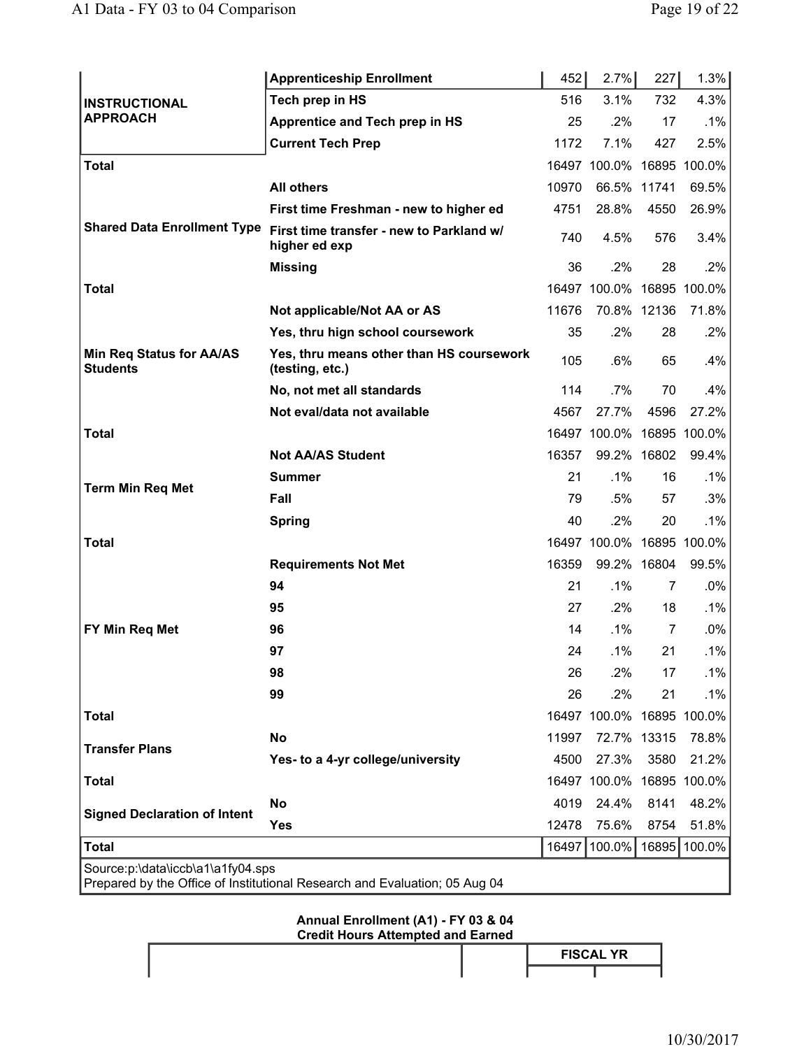| | | | | | |
|---|---|---|---|---|---|
| INSTRUCTIONAL APPROACH | Apprenticeship Enrollment | 452 | 2.7% | 227 | 1.3% |
| | Tech prep in HS | 516 | 3.1% | 732 | 4.3% |
| | Apprentice and Tech prep in HS | 25 | .2% | 17 | .1% |
| | Current Tech Prep | 1172 | 7.1% | 427 | 2.5% |
| Total | | 16497 | 100.0% | 16895 | 100.0% |
| Shared Data Enrollment Type | All others | 10970 | 66.5% | 11741 | 69.5% |
| | First time Freshman - new to higher ed | 4751 | 28.8% | 4550 | 26.9% |
| | First time transfer - new to Parkland w/ higher ed exp | 740 | 4.5% | 576 | 3.4% |
| | Missing | 36 | .2% | 28 | .2% |
| Total | | 16497 | 100.0% | 16895 | 100.0% |
| Min Req Status for AA/AS Students | Not applicable/Not AA or AS | 11676 | 70.8% | 12136 | 71.8% |
| | Yes, thru hign school coursework | 35 | .2% | 28 | .2% |
| | Yes, thru means other than HS coursework (testing, etc.) | 105 | .6% | 65 | .4% |
| | No, not met all standards | 114 | .7% | 70 | .4% |
| | Not eval/data not available | 4567 | 27.7% | 4596 | 27.2% |
| Total | | 16497 | 100.0% | 16895 | 100.0% |
| Term Min Req Met | Not AA/AS Student | 16357 | 99.2% | 16802 | 99.4% |
| | Summer | 21 | .1% | 16 | .1% |
| | Fall | 79 | .5% | 57 | .3% |
| | Spring | 40 | .2% | 20 | .1% |
| Total | | 16497 | 100.0% | 16895 | 100.0% |
| FY Min Req Met | Requirements Not Met | 16359 | 99.2% | 16804 | 99.5% |
| | 94 | 21 | .1% | 7 | .0% |
| | 95 | 27 | .2% | 18 | .1% |
| | 96 | 14 | .1% | 7 | .0% |
| | 97 | 24 | .1% | 21 | .1% |
| | 98 | 26 | .2% | 17 | .1% |
| | 99 | 26 | .2% | 21 | .1% |
| Total | | 16497 | 100.0% | 16895 | 100.0% |
| Transfer Plans | No | 11997 | 72.7% | 13315 | 78.8% |
| | Yes- to a 4-yr college/university | 4500 | 27.3% | 3580 | 21.2% |
| Total | | 16497 | 100.0% | 16895 | 100.0% |
| Signed Declaration of Intent | No | 4019 | 24.4% | 8141 | 48.2% |
| | Yes | 12478 | 75.6% | 8754 | 51.8% |
| Total | | 16497 | 100.0% | 16895 | 100.0% |

Source:p:\data\iccb\a1\a1fy04.sps
Prepared by the Office of Institutional Research and Evaluation; 05 Aug 04

**Annual Enrollment (A1) - FY 03 & 04**
**Credit Hours Attempted and Earned**

| | | FISCAL YR | |
|---|---|---|---|
| | | | |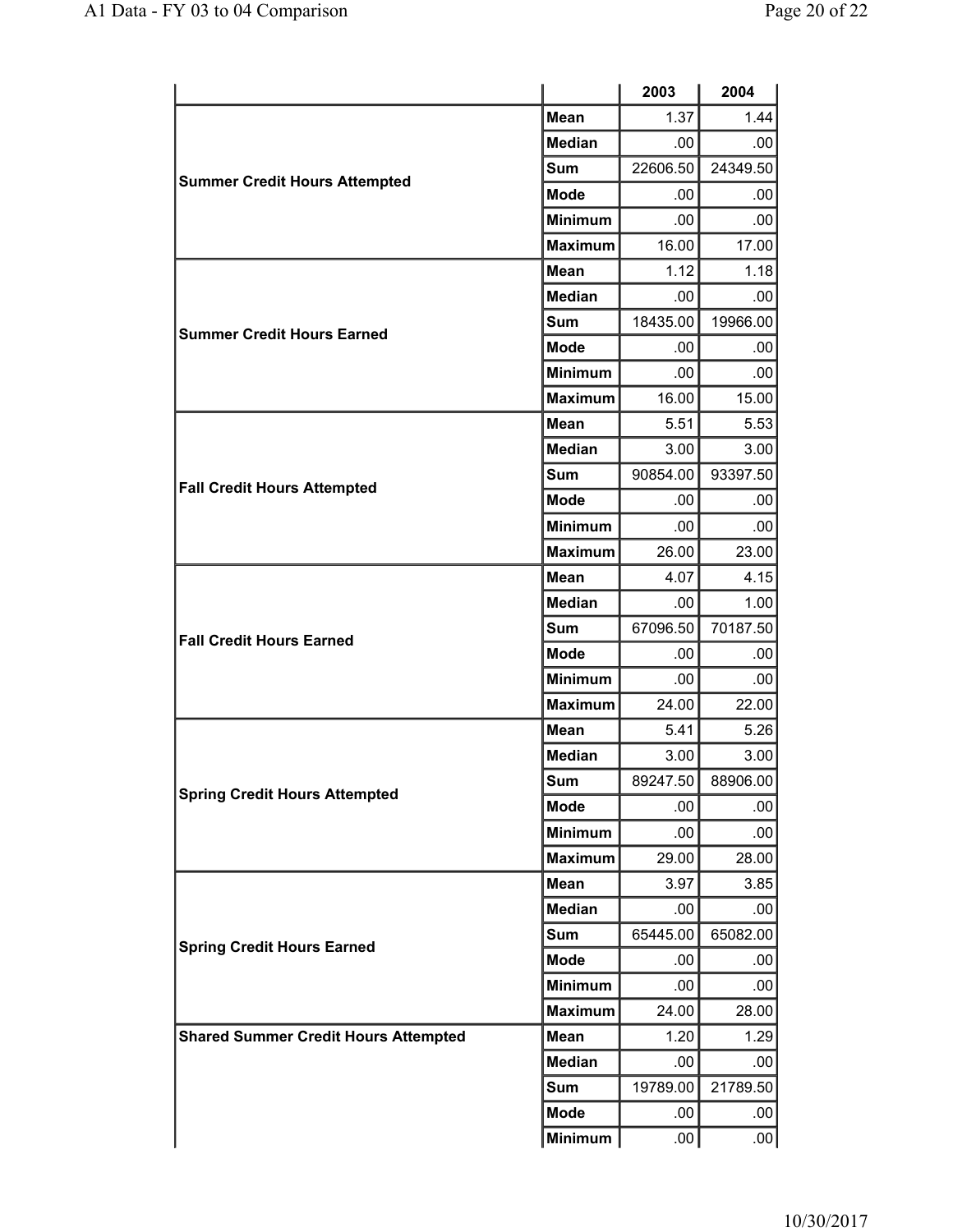| | | 2003 | 2004 |
|---|---|---|---|
| **Summer Credit Hours Attempted** | **Mean** | 1.37 | 1.44 |
| | **Median** | .00 | .00 |
| | **Sum** | 22606.50 | 24349.50 |
| | **Mode** | .00 | .00 |
| | **Minimum** | .00 | .00 |
| | **Maximum** | 16.00 | 17.00 |
| **Summer Credit Hours Earned** | **Mean** | 1.12 | 1.18 |
| | **Median** | .00 | .00 |
| | **Sum** | 18435.00 | 19966.00 |
| | **Mode** | .00 | .00 |
| | **Minimum** | .00 | .00 |
| | **Maximum** | 16.00 | 15.00 |
| **Fall Credit Hours Attempted** | **Mean** | 5.51 | 5.53 |
| | **Median** | 3.00 | 3.00 |
| | **Sum** | 90854.00 | 93397.50 |
| | **Mode** | .00 | .00 |
| | **Minimum** | .00 | .00 |
| | **Maximum** | 26.00 | 23.00 |
| **Fall Credit Hours Earned** | **Mean** | 4.07 | 4.15 |
| | **Median** | .00 | 1.00 |
| | **Sum** | 67096.50 | 70187.50 |
| | **Mode** | .00 | .00 |
| | **Minimum** | .00 | .00 |
| | **Maximum** | 24.00 | 22.00 |
| **Spring Credit Hours Attempted** | **Mean** | 5.41 | 5.26 |
| | **Median** | 3.00 | 3.00 |
| | **Sum** | 89247.50 | 88906.00 |
| | **Mode** | .00 | .00 |
| | **Minimum** | .00 | .00 |
| | **Maximum** | 29.00 | 28.00 |
| **Spring Credit Hours Earned** | **Mean** | 3.97 | 3.85 |
| | **Median** | .00 | .00 |
| | **Sum** | 65445.00 | 65082.00 |
| | **Mode** | .00 | .00 |
| | **Minimum** | .00 | .00 |
| | **Maximum** | 24.00 | 28.00 |
| **Shared Summer Credit Hours Attempted** | **Mean** | 1.20 | 1.29 |
| | **Median** | .00 | .00 |
| | **Sum** | 19789.00 | 21789.50 |
| | **Mode** | .00 | .00 |
| | **Minimum** | .00 | .00 |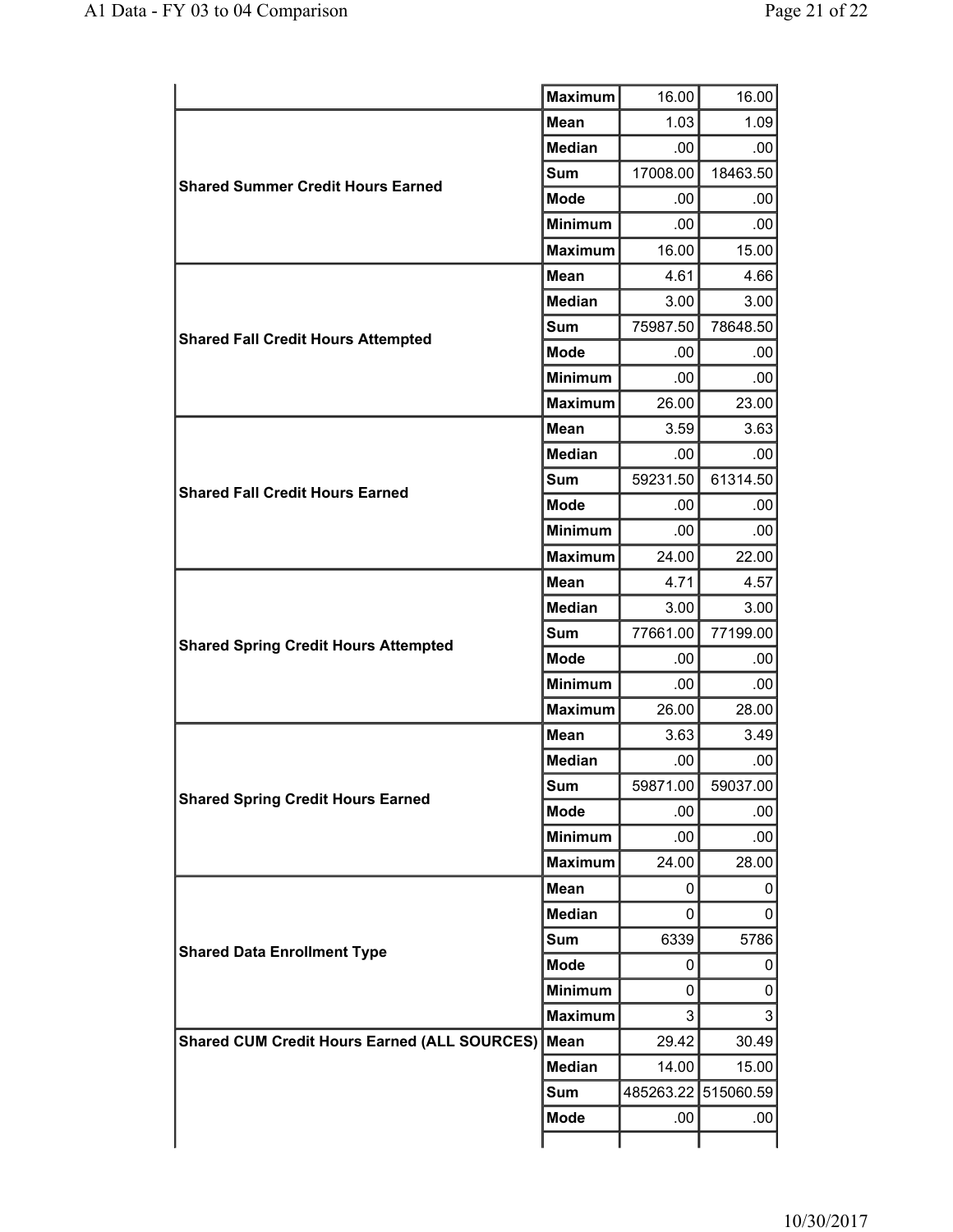| | | | |
|---|---|---|---|
| | Maximum | 16.00 | 16.00 |
| **Shared Summer Credit Hours Earned** | Mean | 1.03 | 1.09 |
| | Median | .00 | .00 |
| | Sum | 17008.00 | 18463.50 |
| | Mode | .00 | .00 |
| | Minimum | .00 | .00 |
| | Maximum | 16.00 | 15.00 |
| **Shared Fall Credit Hours Attempted** | Mean | 4.61 | 4.66 |
| | Median | 3.00 | 3.00 |
| | Sum | 75987.50 | 78648.50 |
| | Mode | .00 | .00 |
| | Minimum | .00 | .00 |
| | Maximum | 26.00 | 23.00 |
| **Shared Fall Credit Hours Earned** | Mean | 3.59 | 3.63 |
| | Median | .00 | .00 |
| | Sum | 59231.50 | 61314.50 |
| | Mode | .00 | .00 |
| | Minimum | .00 | .00 |
| | Maximum | 24.00 | 22.00 |
| **Shared Spring Credit Hours Attempted** | Mean | 4.71 | 4.57 |
| | Median | 3.00 | 3.00 |
| | Sum | 77661.00 | 77199.00 |
| | Mode | .00 | .00 |
| | Minimum | .00 | .00 |
| | Maximum | 26.00 | 28.00 |
| **Shared Spring Credit Hours Earned** | Mean | 3.63 | 3.49 |
| | Median | .00 | .00 |
| | Sum | 59871.00 | 59037.00 |
| | Mode | .00 | .00 |
| | Minimum | .00 | .00 |
| | Maximum | 24.00 | 28.00 |
| **Shared Data Enrollment Type** | Mean | 0 | 0 |
| | Median | 0 | 0 |
| | Sum | 6339 | 5786 |
| | Mode | 0 | 0 |
| | Minimum | 0 | 0 |
| | Maximum | 3 | 3 |
| **Shared CUM Credit Hours Earned (ALL SOURCES)** | Mean | 29.42 | 30.49 |
| | Median | 14.00 | 15.00 |
| | Sum | 485263.22 | 515060.59 |
| | Mode | .00 | .00 |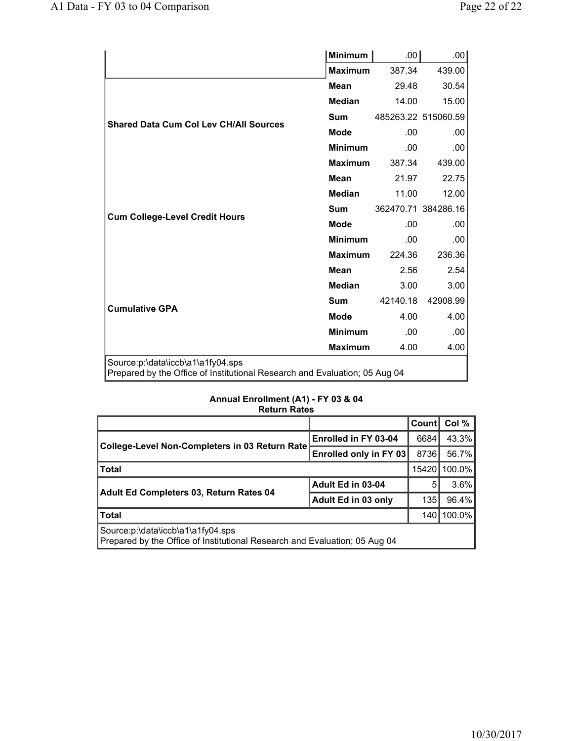| | | | |
|---|---|---|---|
| | Minimum | .00 | .00 |
| | Maximum | 387.34 | 439.00 |
| Shared Data Cum Col Lev CH/All Sources | Mean | 29.48 | 30.54 |
| | Median | 14.00 | 15.00 |
| | Sum | 485263.22 | 515060.59 |
| | Mode | .00 | .00 |
| | Minimum | .00 | .00 |
| | Maximum | 387.34 | 439.00 |
| Cum College-Level Credit Hours | Mean | 21.97 | 22.75 |
| | Median | 11.00 | 12.00 |
| | Sum | 362470.71 | 384286.16 |
| | Mode | .00 | .00 |
| | Minimum | .00 | .00 |
| | Maximum | 224.36 | 236.36 |
| Cumulative GPA | Mean | 2.56 | 2.54 |
| | Median | 3.00 | 3.00 |
| | Sum | 42140.18 | 42908.99 |
| | Mode | 4.00 | 4.00 |
| | Minimum | .00 | .00 |
| | Maximum | 4.00 | 4.00 |

Source:p:\data\iccb\a1\a1fy04.sps
Prepared by the Office of Institutional Research and Evaluation; 05 Aug 04

**Annual Enrollment (A1) - FY 03 & 04**
**Return Rates**

| | | Count | Col % |
|---|---|---|---|
| College-Level Non-Completers in 03 Return Rate | Enrolled in FY 03-04 | 6684 | 43.3% |
| | Enrolled only in FY 03 | 8736 | 56.7% |
| Total | | 15420 | 100.0% |
| Adult Ed Completers 03, Return Rates 04 | Adult Ed in 03-04 | 5 | 3.6% |
| | Adult Ed in 03 only | 135 | 96.4% |
| Total | | 140 | 100.0% |

Source:p:\data\iccb\a1\a1fy04.sps
Prepared by the Office of Institutional Research and Evaluation; 05 Aug 04